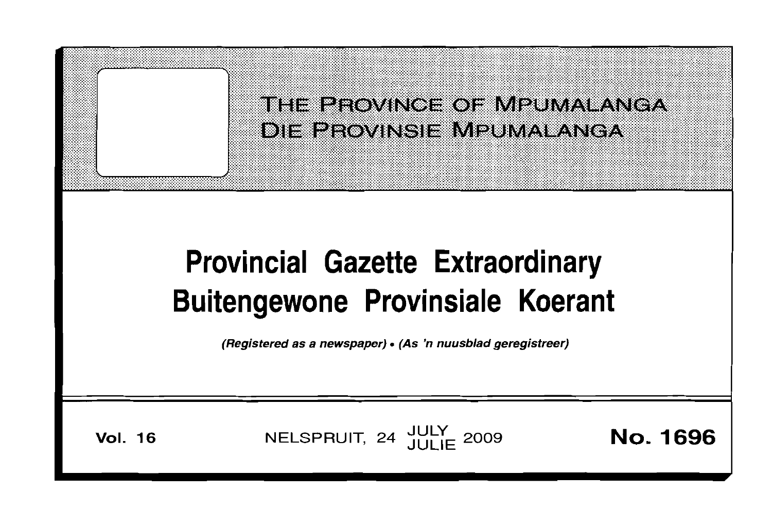# THE PROVINCE OF MPUMALANGA
# DIE PROVINSIE MPUMALANGA

# Provincial Gazette Extraordinary
# Buitengewone Provinsiale Koerant

*(Registered as a newspaper) • (As 'n nuusblad geregistreer)*

**Vol. 16** NELSPRUIT, 24 JULY JULIE 2009 **No. 1696**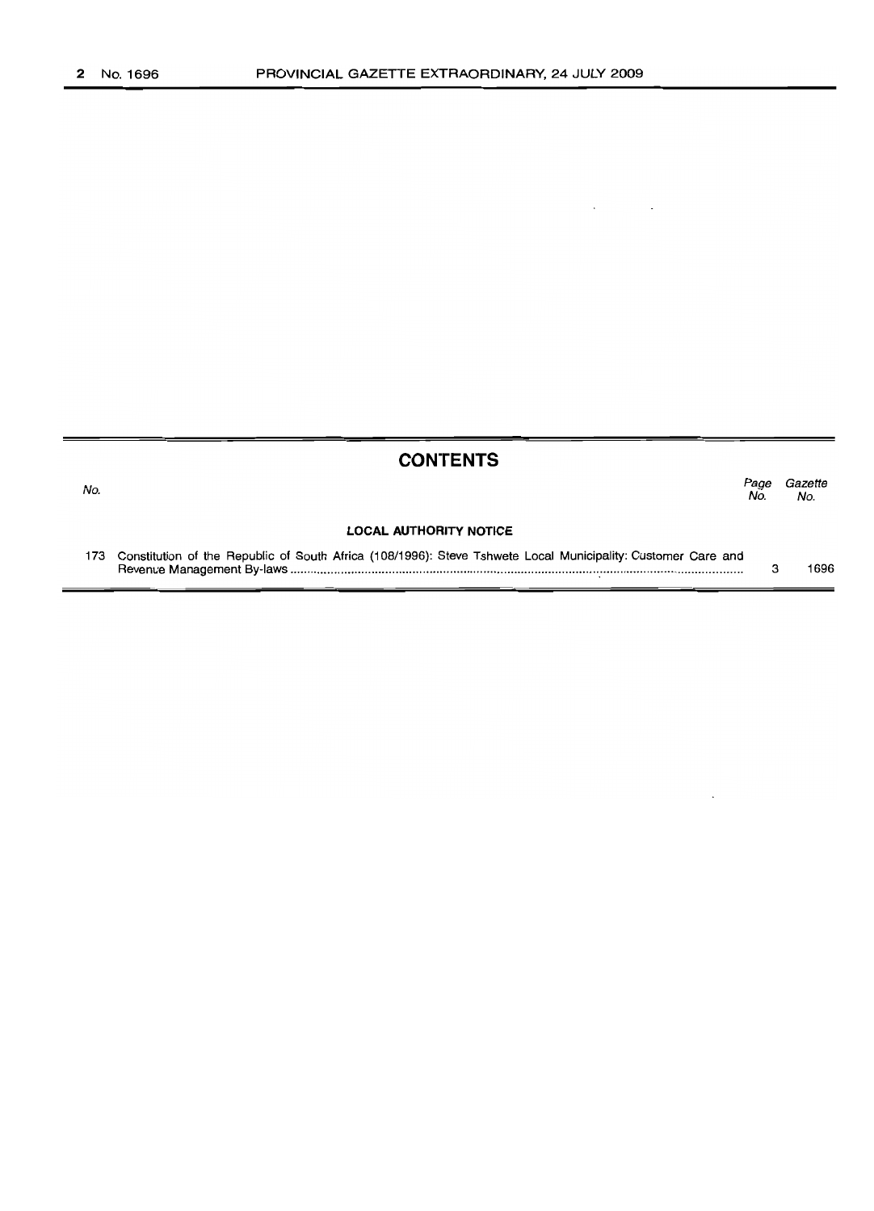## CONTENTS

| No. | | Page No. | Gazette No. |
|---|---|---|---|
| | **LOCAL AUTHORITY NOTICE** | | |
| 173 | Constitution of the Republic of South Africa (108/1996): Steve Tshwete Local Municipality: Customer Care and Revenue Management By-laws | 3 | 1696 |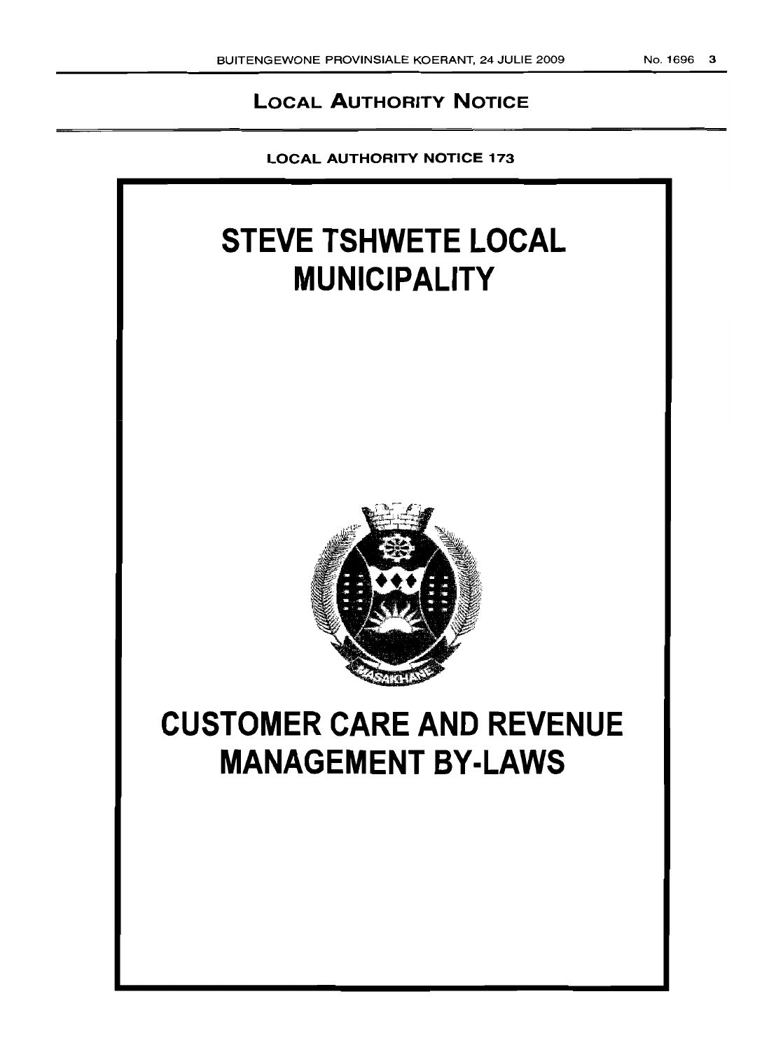**LOCAL AUTHORITY NOTICE**

**LOCAL AUTHORITY NOTICE 173**

# STEVE TSHWETE LOCAL MUNICIPALITY

# CUSTOMER CARE AND REVENUE MANAGEMENT BY-LAWS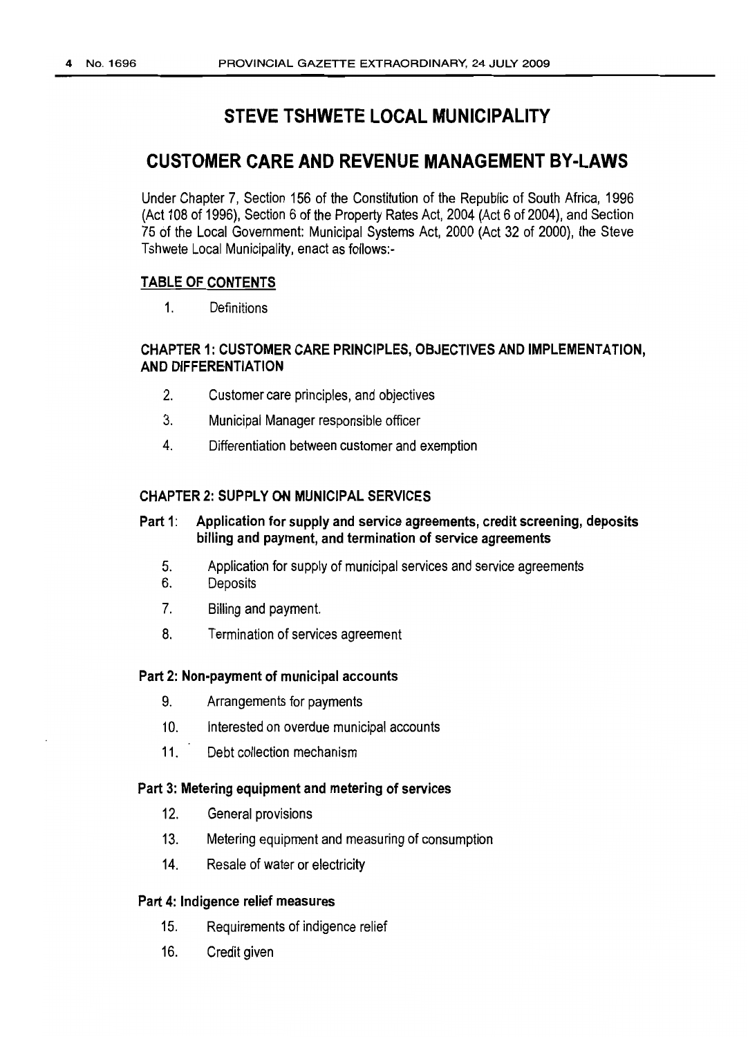# STEVE TSHWETE LOCAL MUNICIPALITY

# CUSTOMER CARE AND REVENUE MANAGEMENT BY-LAWS

Under Chapter 7, Section 156 of the Constitution of the Republic of South Africa, 1996 (Act 108 of 1996), Section 6 of the Property Rates Act, 2004 (Act 6 of 2004), and Section 75 of the Local Government: Municipal Systems Act, 2000 (Act 32 of 2000), the Steve Tshwete Local Municipality, enact as follows:-

**TABLE OF CONTENTS**

1. Definitions

**CHAPTER 1: CUSTOMER CARE PRINCIPLES, OBJECTIVES AND IMPLEMENTATION, AND DIFFERENTIATION**

2. Customer care principles, and objectives
3. Municipal Manager responsible officer
4. Differentiation between customer and exemption

**CHAPTER 2: SUPPLY ON MUNICIPAL SERVICES**

**Part 1: Application for supply and service agreements, credit screening, deposits billing and payment, and termination of service agreements**

5. Application for supply of municipal services and service agreements
6. Deposits
7. Billing and payment.
8. Termination of services agreement

**Part 2: Non-payment of municipal accounts**

9. Arrangements for payments
10. Interested on overdue municipal accounts
11. Debt collection mechanism

**Part 3: Metering equipment and metering of services**

12. General provisions
13. Metering equipment and measuring of consumption
14. Resale of water or electricity

**Part 4: Indigence relief measures**

15. Requirements of indigence relief
16. Credit given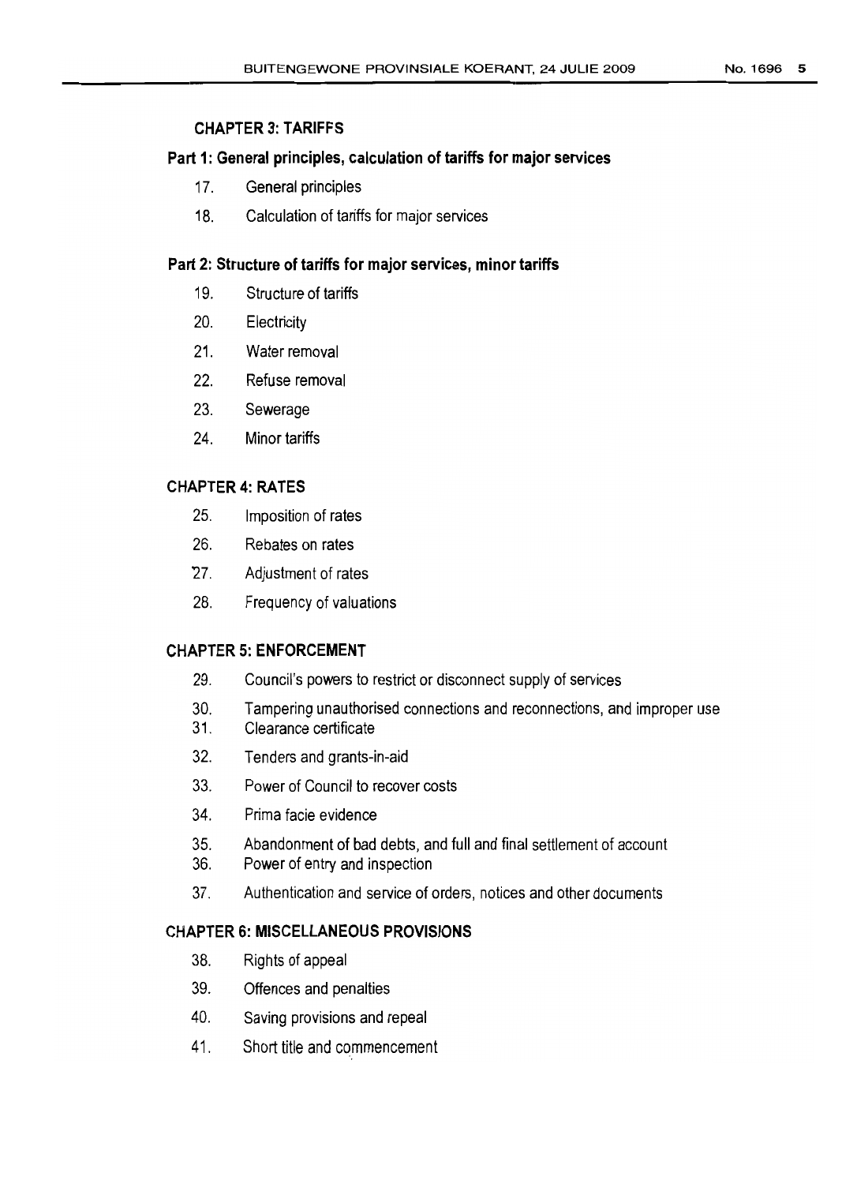## CHAPTER 3: TARIFFS

### Part 1: General principles, calculation of tariffs for major services

17. General principles
18. Calculation of tariffs for major services

### Part 2: Structure of tariffs for major services, minor tariffs

19. Structure of tariffs
20. Electricity
21. Water removal
22. Refuse removal
23. Sewerage
24. Minor tariffs

## CHAPTER 4: RATES

25. Imposition of rates
26. Rebates on rates
27. Adjustment of rates
28. Frequency of valuations

## CHAPTER 5: ENFORCEMENT

29. Council's powers to restrict or disconnect supply of services
30. Tampering unauthorised connections and reconnections, and improper use
31. Clearance certificate
32. Tenders and grants-in-aid
33. Power of Council to recover costs
34. Prima facie evidence
35. Abandonment of bad debts, and full and final settlement of account
36. Power of entry and inspection
37. Authentication and service of orders, notices and other documents

## CHAPTER 6: MISCELLANEOUS PROVISIONS

38. Rights of appeal
39. Offences and penalties
40. Saving provisions and repeal
41. Short title and commencement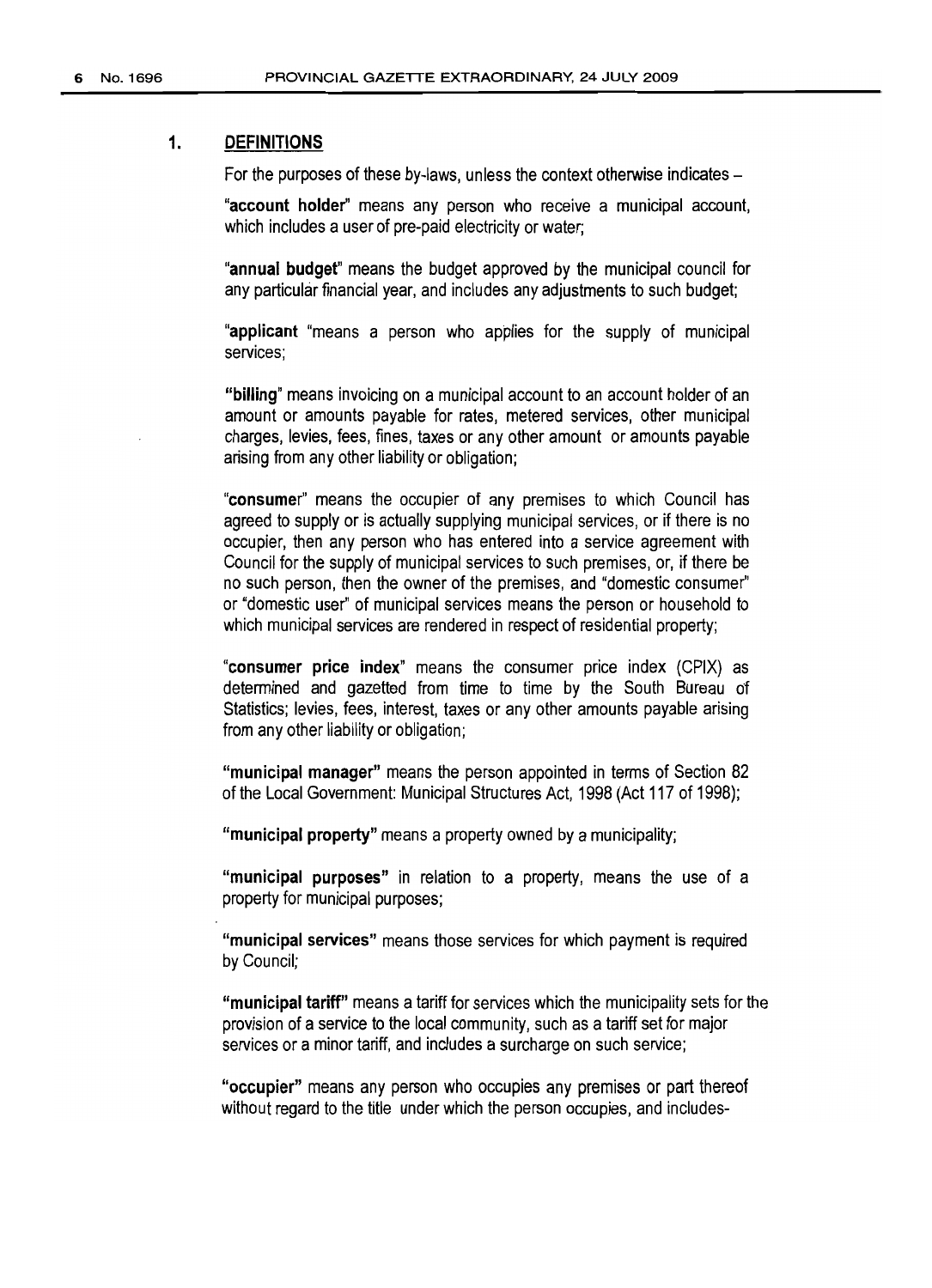## 1. DEFINITIONS

For the purposes of these by-laws, unless the context otherwise indicates –

"**account holder**" means any person who receive a municipal account, which includes a user of pre-paid electricity or water;

"**annual budget**" means the budget approved by the municipal council for any particular financial year, and includes any adjustments to such budget;

"**applicant** "means a person who applies for the supply of municipal services;

"**billing**" means invoicing on a municipal account to an account holder of an amount or amounts payable for rates, metered services, other municipal charges, levies, fees, fines, taxes or any other amount or amounts payable arising from any other liability or obligation;

"**consumer**" means the occupier of any premises to which Council has agreed to supply or is actually supplying municipal services, or if there is no occupier, then any person who has entered into a service agreement with Council for the supply of municipal services to such premises, or, if there be no such person, then the owner of the premises, and "domestic consumer" or "domestic user" of municipal services means the person or household to which municipal services are rendered in respect of residential property;

"**consumer price index**" means the consumer price index (CPIX) as determined and gazetted from time to time by the South Bureau of Statistics; levies, fees, interest, taxes or any other amounts payable arising from any other liability or obligation;

"**municipal manager**" means the person appointed in terms of Section 82 of the Local Government: Municipal Structures Act, 1998 (Act 117 of 1998);

"**municipal property**" means a property owned by a municipality;

"**municipal purposes**" in relation to a property, means the use of a property for municipal purposes;

"**municipal services**" means those services for which payment is required by Council;

"**municipal tariff**" means a tariff for services which the municipality sets for the provision of a service to the local community, such as a tariff set for major services or a minor tariff, and includes a surcharge on such service;

"**occupier**" means any person who occupies any premises or part thereof without regard to the title under which the person occupies, and includes-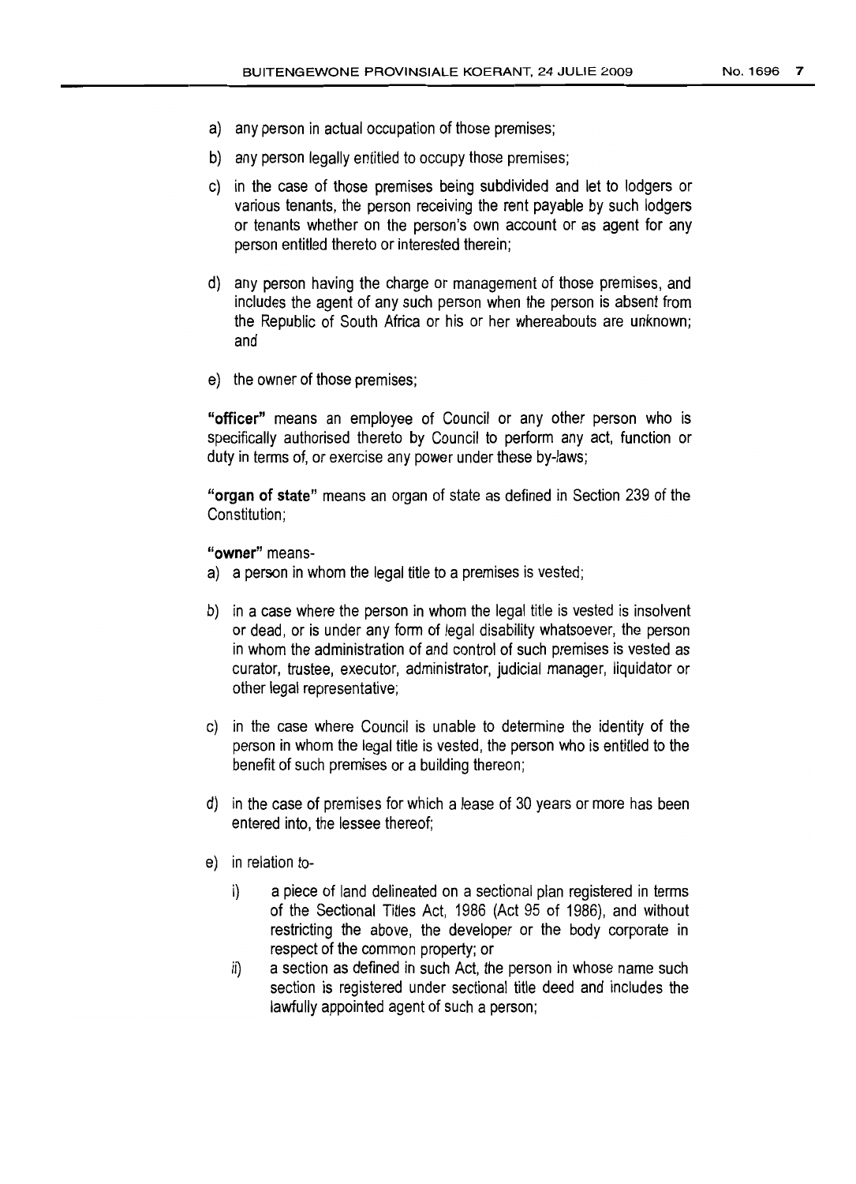a) any person in actual occupation of those premises;

b) any person legally entitled to occupy those premises;

c) in the case of those premises being subdivided and let to lodgers or various tenants, the person receiving the rent payable by such lodgers or tenants whether on the person's own account or as agent for any person entitled thereto or interested therein;

d) any person having the charge or management of those premises, and includes the agent of any such person when the person is absent from the Republic of South Africa or his or her whereabouts are unknown; and

e) the owner of those premises;

**"officer"** means an employee of Council or any other person who is specifically authorised thereto by Council to perform any act, function or duty in terms of, or exercise any power under these by-laws;

**"organ of state"** means an organ of state as defined in Section 239 of the Constitution;

**"owner"** means-

a) a person in whom the legal title to a premises is vested;

b) in a case where the person in whom the legal title is vested is insolvent or dead, or is under any form of legal disability whatsoever, the person in whom the administration of and control of such premises is vested as curator, trustee, executor, administrator, judicial manager, liquidator or other legal representative;

c) in the case where Council is unable to determine the identity of the person in whom the legal title is vested, the person who is entitled to the benefit of such premises or a building thereon;

d) in the case of premises for which a lease of 30 years or more has been entered into, the lessee thereof;

e) in relation to-

   i) a piece of land delineated on a sectional plan registered in terms of the Sectional Titles Act, 1986 (Act 95 of 1986), and without restricting the above, the developer or the body corporate in respect of the common property; or

   ii) a section as defined in such Act, the person in whose name such section is registered under sectional title deed and includes the lawfully appointed agent of such a person;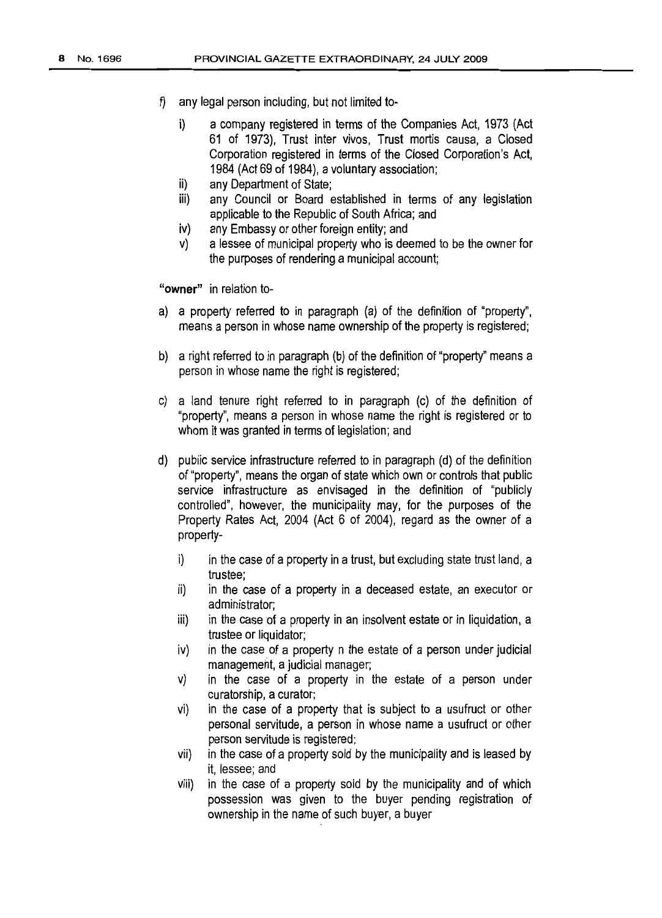f) any legal person including, but not limited to-

   i) a company registered in terms of the Companies Act, 1973 (Act 61 of 1973), Trust inter vivos, Trust mortis causa, a Closed Corporation registered in terms of the Closed Corporation's Act, 1984 (Act 69 of 1984), a voluntary association;
   ii) any Department of State;
   iii) any Council or Board established in terms of any legislation applicable to the Republic of South Africa; and
   iv) any Embassy or other foreign entity; and
   v) a lessee of municipal property who is deemed to be the owner for the purposes of rendering a municipal account;

**"owner"** in relation to-

a) a property referred to in paragraph (a) of the definition of "property", means a person in whose name ownership of the property is registered;

b) a right referred to in paragraph (b) of the definition of "property" means a person in whose name the right is registered;

c) a land tenure right referred to in paragraph (c) of the definition of "property", means a person in whose name the right is registered or to whom it was granted in terms of legislation; and

d) public service infrastructure referred to in paragraph (d) of the definition of "property", means the organ of state which own or controls that public service infrastructure as envisaged in the definition of "publicly controlled", however, the municipality may, for the purposes of the Property Rates Act, 2004 (Act 6 of 2004), regard as the owner of a property-

   i) in the case of a property in a trust, but excluding state trust land, a trustee;
   ii) in the case of a property in a deceased estate, an executor or administrator;
   iii) in the case of a property in an insolvent estate or in liquidation, a trustee or liquidator;
   iv) in the case of a property n the estate of a person under judicial management, a judicial manager;
   v) in the case of a property in the estate of a person under curatorship, a curator;
   vi) in the case of a property that is subject to a usufruct or other personal servitude, a person in whose name a usufruct or other person servitude is registered;
   vii) in the case of a property sold by the municipality and is leased by it, lessee; and
   viii) in the case of a property sold by the municipality and of which possession was given to the buyer pending registration of ownership in the name of such buyer, a buyer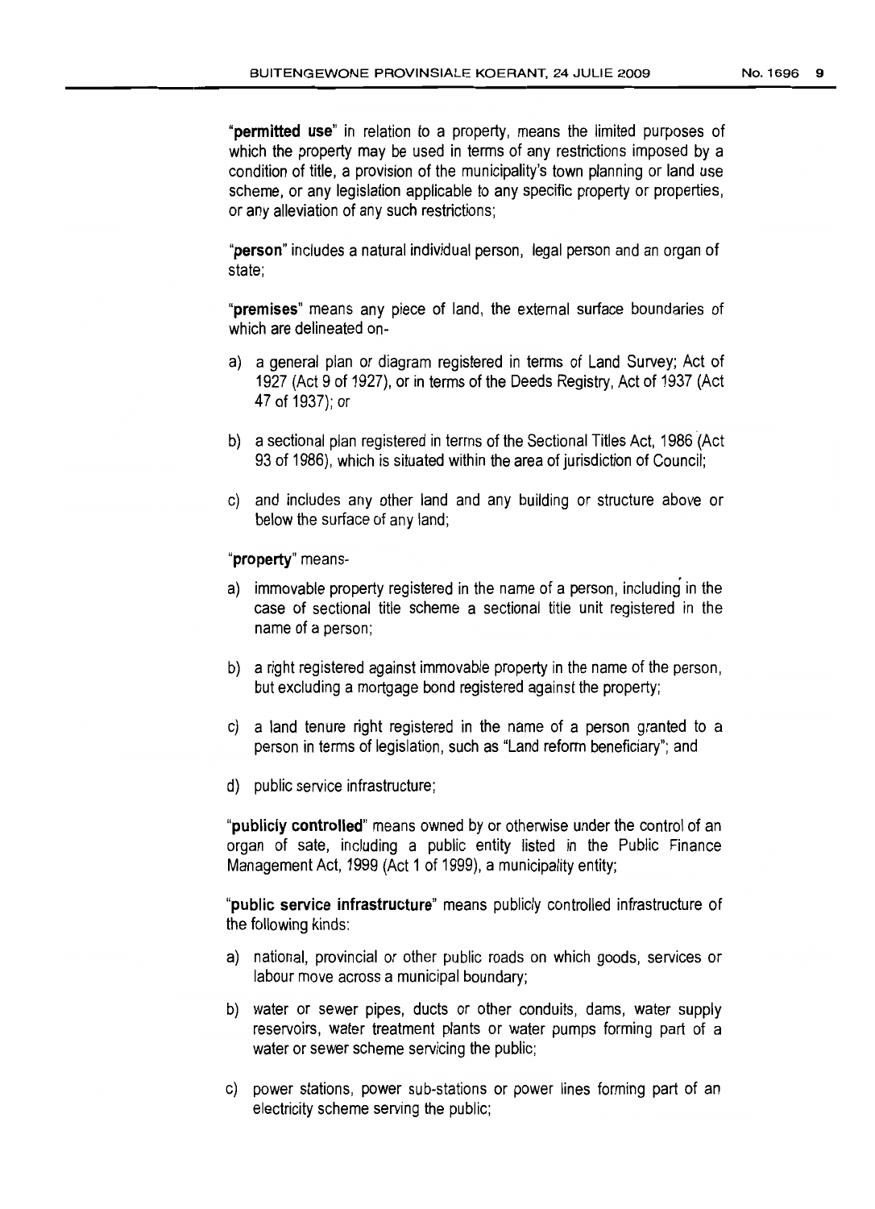"**permitted use**" in relation to a property, means the limited purposes of which the property may be used in terms of any restrictions imposed by a condition of title, a provision of the municipality's town planning or land use scheme, or any legislation applicable to any specific property or properties, or any alleviation of any such restrictions;

"**person**" includes a natural individual person, legal person and an organ of state;

"**premises**" means any piece of land, the external surface boundaries of which are delineated on-

a) a general plan or diagram registered in terms of Land Survey; Act of 1927 (Act 9 of 1927), or in terms of the Deeds Registry, Act of 1937 (Act 47 of 1937); or

b) a sectional plan registered in terms of the Sectional Titles Act, 1986 (Act 93 of 1986), which is situated within the area of jurisdiction of Council;

c) and includes any other land and any building or structure above or below the surface of any land;

"**property**" means-

a) immovable property registered in the name of a person, including in the case of sectional title scheme a sectional title unit registered in the name of a person;

b) a right registered against immovable property in the name of the person, but excluding a mortgage bond registered against the property;

c) a land tenure right registered in the name of a person granted to a person in terms of legislation, such as "Land reform beneficiary"; and

d) public service infrastructure;

"**publicly controlled**" means owned by or otherwise under the control of an organ of sate, including a public entity listed in the Public Finance Management Act, 1999 (Act 1 of 1999), a municipality entity;

"**public service infrastructure**" means publicly controlled infrastructure of the following kinds:

a) national, provincial or other public roads on which goods, services or labour move across a municipal boundary;

b) water or sewer pipes, ducts or other conduits, dams, water supply reservoirs, water treatment plants or water pumps forming part of a water or sewer scheme servicing the public;

c) power stations, power sub-stations or power lines forming part of an electricity scheme serving the public;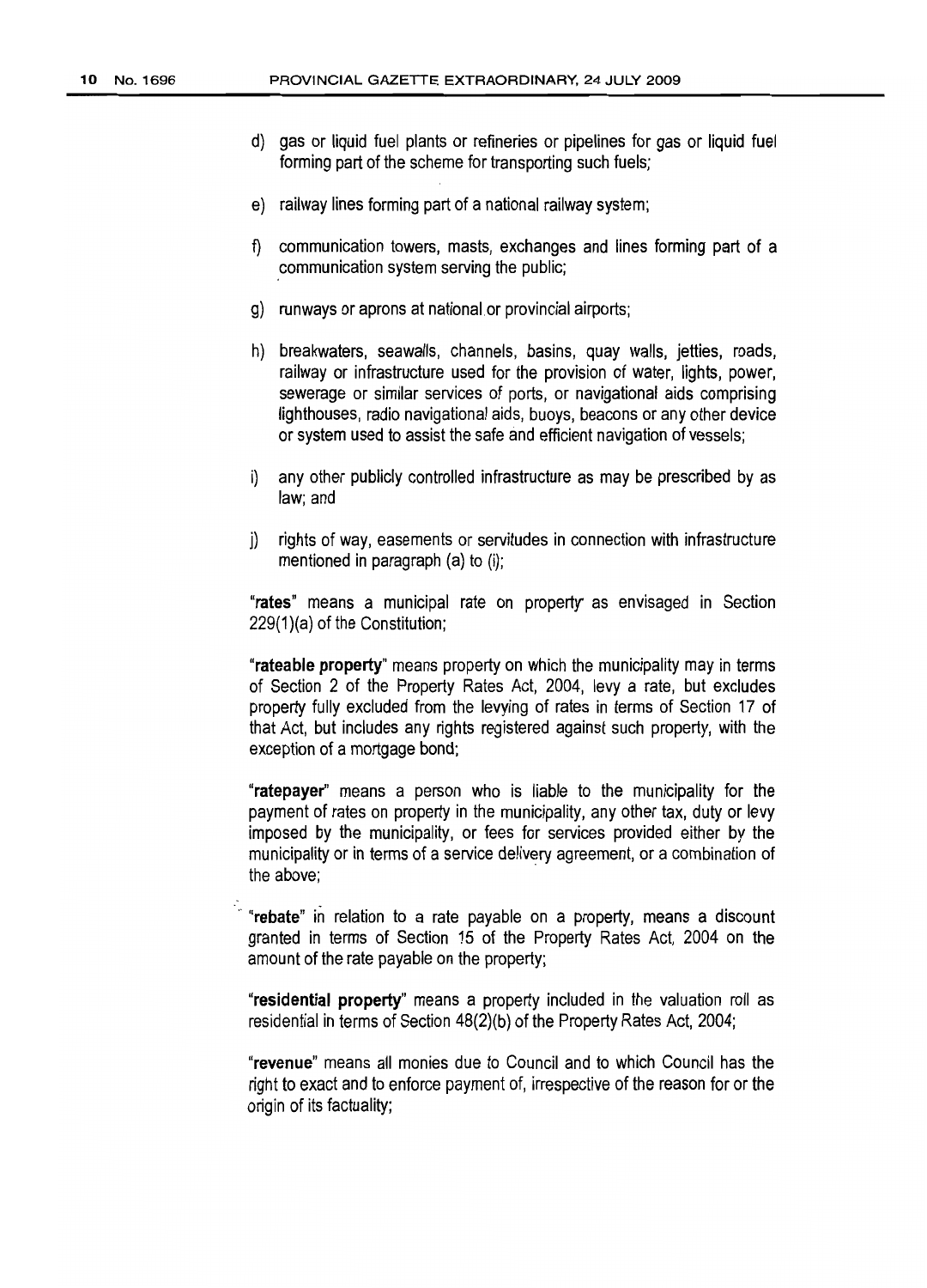d) gas or liquid fuel plants or refineries or pipelines for gas or liquid fuel forming part of the scheme for transporting such fuels;

e) railway lines forming part of a national railway system;

f) communication towers, masts, exchanges and lines forming part of a communication system serving the public;

g) runways or aprons at national or provincial airports;

h) breakwaters, seawalls, channels, basins, quay walls, jetties, roads, railway or infrastructure used for the provision of water, lights, power, sewerage or similar services of ports, or navigational aids comprising lighthouses, radio navigational aids, buoys, beacons or any other device or system used to assist the safe and efficient navigation of vessels;

i) any other publicly controlled infrastructure as may be prescribed by as law; and

j) rights of way, easements or servitudes in connection with infrastructure mentioned in paragraph (a) to (i);

"**rates**" means a municipal rate on property as envisaged in Section 229(1)(a) of the Constitution;

"**rateable property**" means property on which the municipality may in terms of Section 2 of the Property Rates Act, 2004, levy a rate, but excludes property fully excluded from the levying of rates in terms of Section 17 of that Act, but includes any rights registered against such property, with the exception of a mortgage bond;

"**ratepayer**" means a person who is liable to the municipality for the payment of rates on property in the municipality, any other tax, duty or levy imposed by the municipality, or fees for services provided either by the municipality or in terms of a service delivery agreement, or a combination of the above;

"**rebate**" in relation to a rate payable on a property, means a discount granted in terms of Section 15 of the Property Rates Act, 2004 on the amount of the rate payable on the property;

"**residential property**" means a property included in the valuation roll as residential in terms of Section 48(2)(b) of the Property Rates Act, 2004;

"**revenue**" means all monies due to Council and to which Council has the right to exact and to enforce payment of, irrespective of the reason for or the origin of its factuality;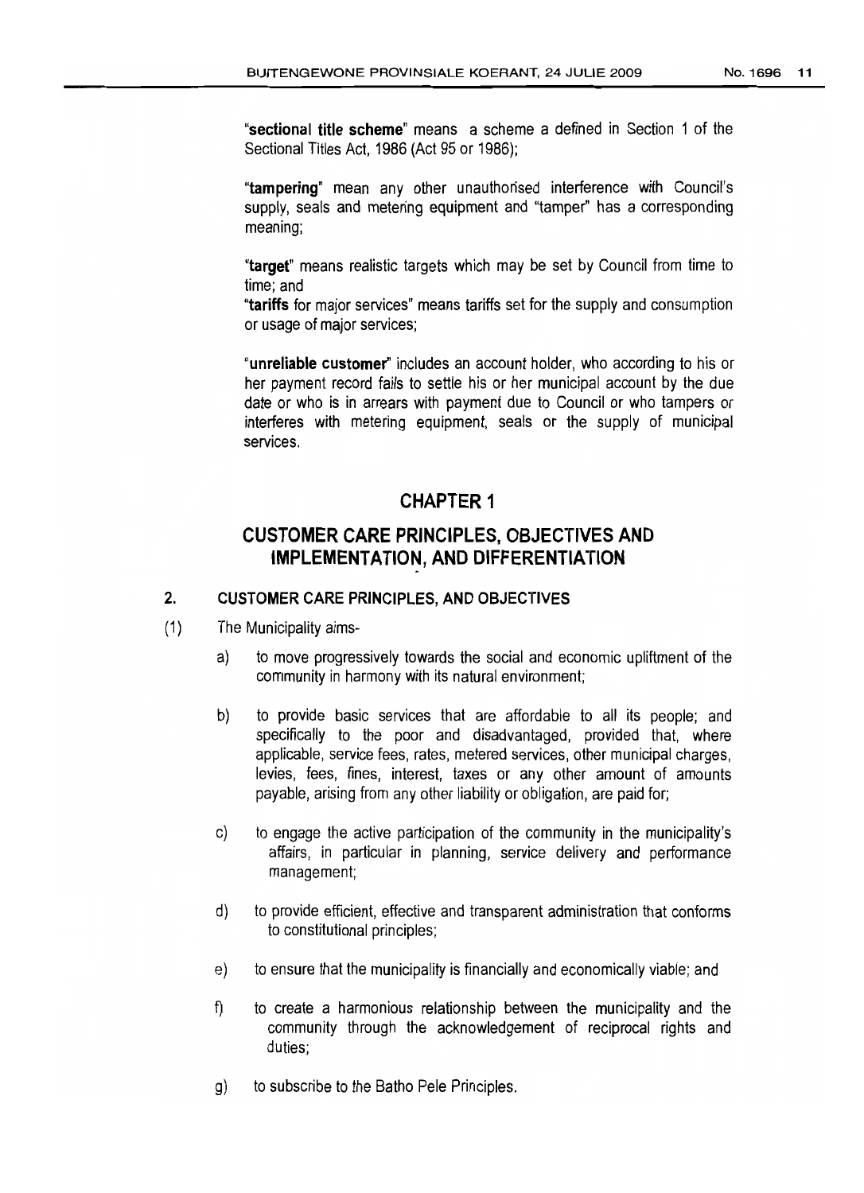"**sectional title scheme**" means a scheme a defined in Section 1 of the Sectional Titles Act, 1986 (Act 95 or 1986);

"**tampering**" mean any other unauthorised interference with Council's supply, seals and metering equipment and "tamper" has a corresponding meaning;

"**target**" means realistic targets which may be set by Council from time to time; and

"**tariffs** for major services" means tariffs set for the supply and consumption or usage of major services;

"**unreliable customer**" includes an account holder, who according to his or her payment record fails to settle his or her municipal account by the due date or who is in arrears with payment due to Council or who tampers or interferes with metering equipment, seals or the supply of municipal services.

# CHAPTER 1

## CUSTOMER CARE PRINCIPLES, OBJECTIVES AND IMPLEMENTATION, AND DIFFERENTIATION

### 2. CUSTOMER CARE PRINCIPLES, AND OBJECTIVES

(1) The Municipality aims-

a) to move progressively towards the social and economic upliftment of the community in harmony with its natural environment;

b) to provide basic services that are affordable to all its people; and specifically to the poor and disadvantaged, provided that, where applicable, service fees, rates, metered services, other municipal charges, levies, fees, fines, interest, taxes or any other amount of amounts payable, arising from any other liability or obligation, are paid for;

c) to engage the active participation of the community in the municipality's affairs, in particular in planning, service delivery and performance management;

d) to provide efficient, effective and transparent administration that conforms to constitutional principles;

e) to ensure that the municipality is financially and economically viable; and

f) to create a harmonious relationship between the municipality and the community through the acknowledgement of reciprocal rights and duties;

g) to subscribe to the Batho Pele Principles.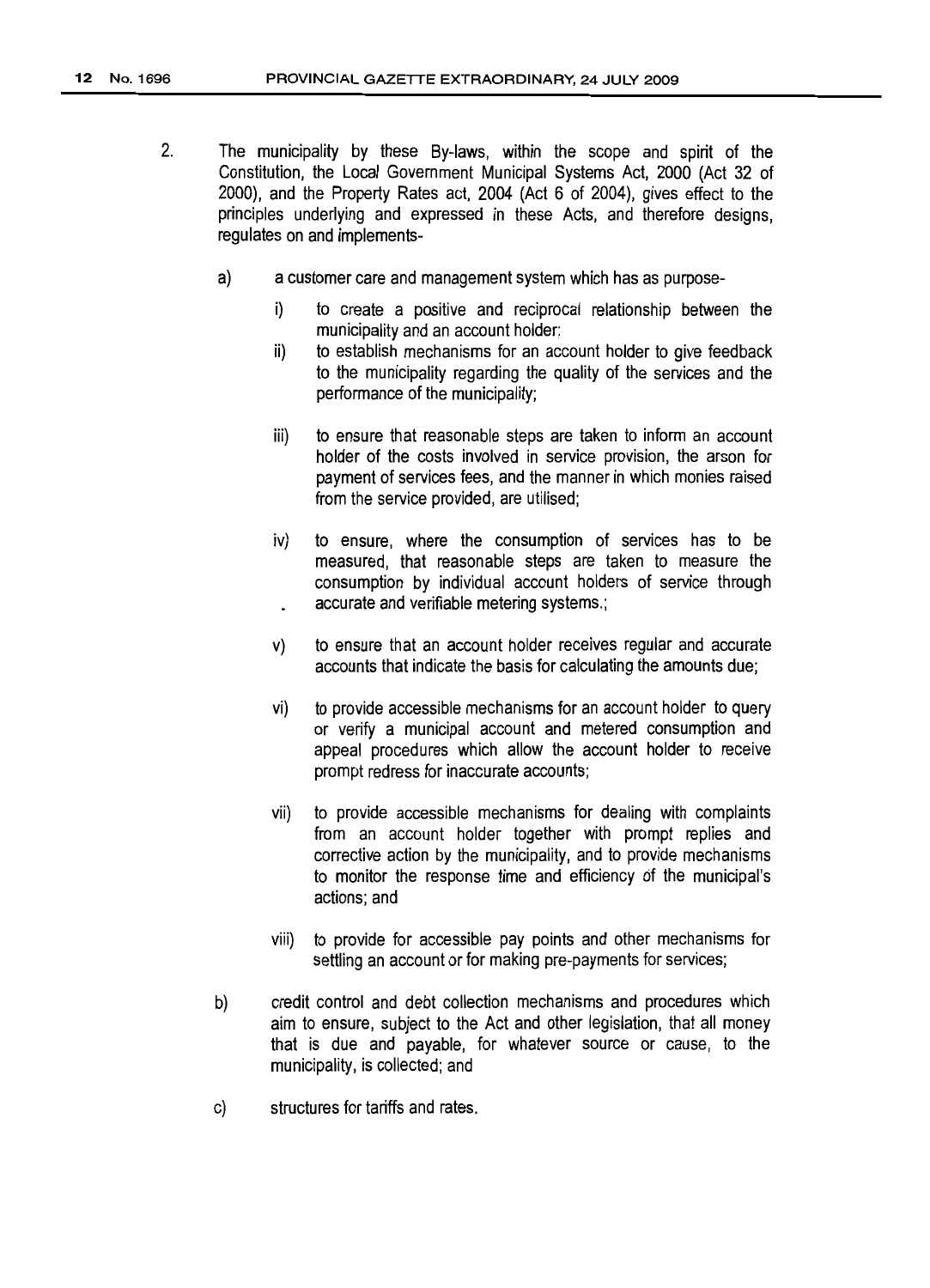2. The municipality by these By-laws, within the scope and spirit of the Constitution, the Local Government Municipal Systems Act, 2000 (Act 32 of 2000), and the Property Rates act, 2004 (Act 6 of 2004), gives effect to the principles underlying and expressed in these Acts, and therefore designs, regulates on and implements-

   a) a customer care and management system which has as purpose-

      i) to create a positive and reciprocal relationship between the municipality and an account holder;

      ii) to establish mechanisms for an account holder to give feedback to the municipality regarding the quality of the services and the performance of the municipality;

      iii) to ensure that reasonable steps are taken to inform an account holder of the costs involved in service provision, the arson for payment of services fees, and the manner in which monies raised from the service provided, are utilised;

      iv) to ensure, where the consumption of services has to be measured, that reasonable steps are taken to measure the consumption by individual account holders of service through accurate and verifiable metering systems.;

      v) to ensure that an account holder receives regular and accurate accounts that indicate the basis for calculating the amounts due;

      vi) to provide accessible mechanisms for an account holder to query or verify a municipal account and metered consumption and appeal procedures which allow the account holder to receive prompt redress for inaccurate accounts;

      vii) to provide accessible mechanisms for dealing with complaints from an account holder together with prompt replies and corrective action by the municipality, and to provide mechanisms to monitor the response time and efficiency of the municipal's actions; and

      viii) to provide for accessible pay points and other mechanisms for settling an account or for making pre-payments for services;

   b) credit control and debt collection mechanisms and procedures which aim to ensure, subject to the Act and other legislation, that all money that is due and payable, for whatever source or cause, to the municipality, is collected; and

   c) structures for tariffs and rates.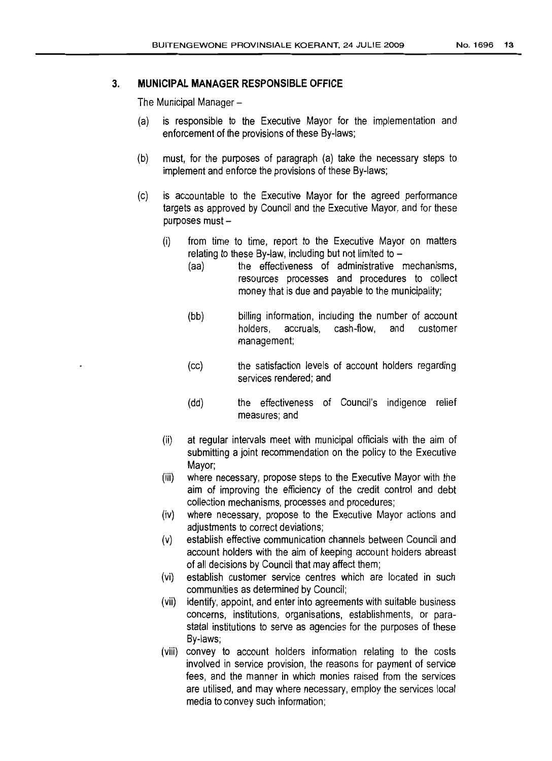## 3. MUNICIPAL MANAGER RESPONSIBLE OFFICE

The Municipal Manager –

(a) is responsible to the Executive Mayor for the implementation and enforcement of the provisions of these By-laws;

(b) must, for the purposes of paragraph (a) take the necessary steps to implement and enforce the provisions of these By-laws;

(c) is accountable to the Executive Mayor for the agreed performance targets as approved by Council and the Executive Mayor, and for these purposes must –

   (i) from time to time, report to the Executive Mayor on matters relating to these By-law, including but not limited to –

      (aa) the effectiveness of administrative mechanisms, resources processes and procedures to collect money that is due and payable to the municipality;

      (bb) billing information, including the number of account holders, accruals, cash-flow, and customer management;

      (cc) the satisfaction levels of account holders regarding services rendered; and

      (dd) the effectiveness of Council's indigence relief measures; and

   (ii) at regular intervals meet with municipal officials with the aim of submitting a joint recommendation on the policy to the Executive Mayor;

   (iii) where necessary, propose steps to the Executive Mayor with the aim of improving the efficiency of the credit control and debt collection mechanisms, processes and procedures;

   (iv) where necessary, propose to the Executive Mayor actions and adjustments to correct deviations;

   (v) establish effective communication channels between Council and account holders with the aim of keeping account holders abreast of all decisions by Council that may affect them;

   (vi) establish customer service centres which are located in such communities as determined by Council;

   (vii) identify, appoint, and enter into agreements with suitable business concerns, institutions, organisations, establishments, or para-statal institutions to serve as agencies for the purposes of these By-laws;

   (viii) convey to account holders information relating to the costs involved in service provision, the reasons for payment of service fees, and the manner in which monies raised from the services are utilised, and may where necessary, employ the services local media to convey such information;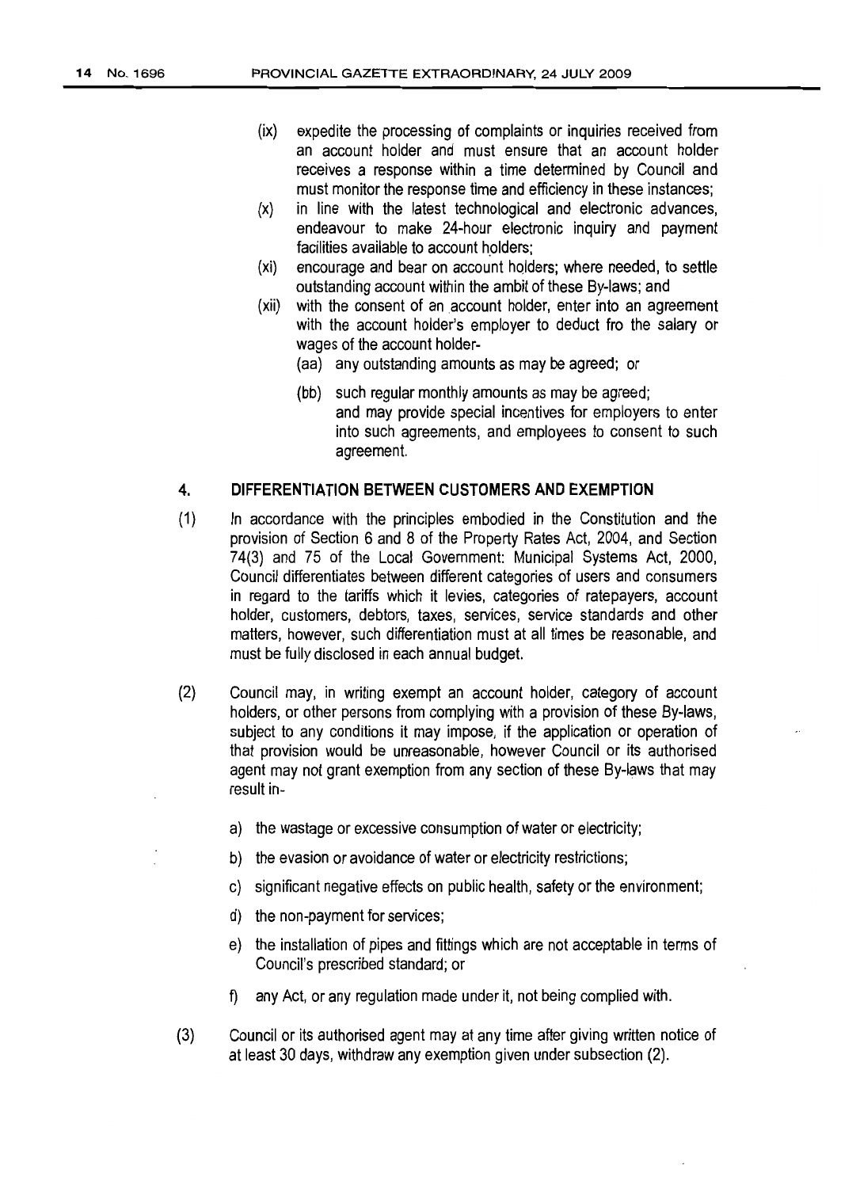(ix) expedite the processing of complaints or inquiries received from an account holder and must ensure that an account holder receives a response within a time determined by Council and must monitor the response time and efficiency in these instances;

(x) in line with the latest technological and electronic advances, endeavour to make 24-hour electronic inquiry and payment facilities available to account holders;

(xi) encourage and bear on account holders; where needed, to settle outstanding account within the ambit of these By-laws; and

(xii) with the consent of an account holder, enter into an agreement with the account holder's employer to deduct fro the salary or wages of the account holder-

(aa) any outstanding amounts as may be agreed; or

(bb) such regular monthly amounts as may be agreed;
and may provide special incentives for employers to enter into such agreements, and employees to consent to such agreement.

## 4. DIFFERENTIATION BETWEEN CUSTOMERS AND EXEMPTION

(1) In accordance with the principles embodied in the Constitution and the provision of Section 6 and 8 of the Property Rates Act, 2004, and Section 74(3) and 75 of the Local Government: Municipal Systems Act, 2000, Council differentiates between different categories of users and consumers in regard to the tariffs which it levies, categories of ratepayers, account holder, customers, debtors, taxes, services, service standards and other matters, however, such differentiation must at all times be reasonable, and must be fully disclosed in each annual budget.

(2) Council may, in writing exempt an account holder, category of account holders, or other persons from complying with a provision of these By-laws, subject to any conditions it may impose, if the application or operation of that provision would be unreasonable, however Council or its authorised agent may not grant exemption from any section of these By-laws that may result in-

a) the wastage or excessive consumption of water or electricity;

b) the evasion or avoidance of water or electricity restrictions;

c) significant negative effects on public health, safety or the environment;

d) the non-payment for services;

e) the installation of pipes and fittings which are not acceptable in terms of Council's prescribed standard; or

f) any Act, or any regulation made under it, not being complied with.

(3) Council or its authorised agent may at any time after giving written notice of at least 30 days, withdraw any exemption given under subsection (2).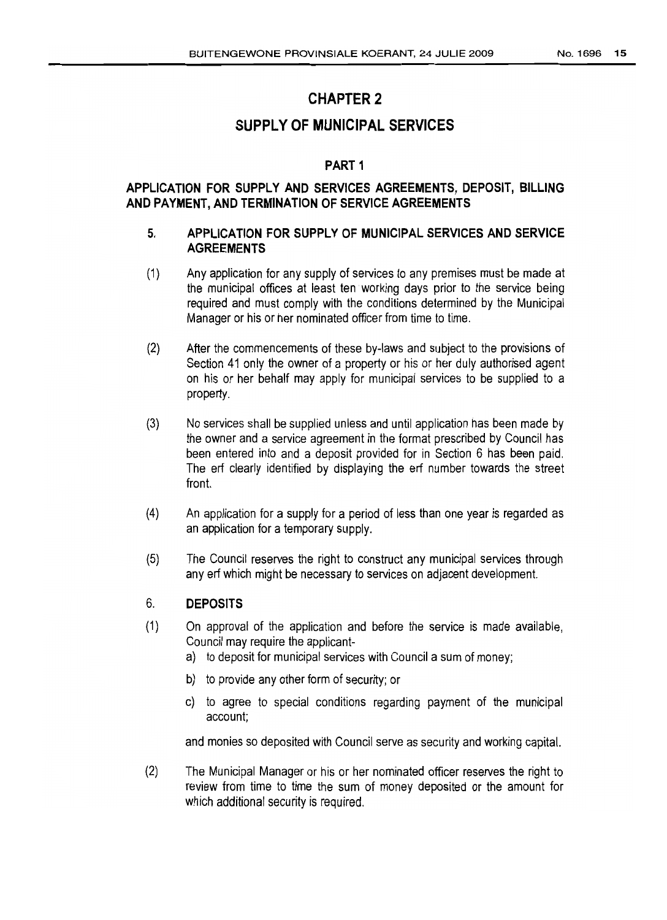# CHAPTER 2

## SUPPLY OF MUNICIPAL SERVICES

### PART 1

### APPLICATION FOR SUPPLY AND SERVICES AGREEMENTS, DEPOSIT, BILLING AND PAYMENT, AND TERMINATION OF SERVICE AGREEMENTS

**5. APPLICATION FOR SUPPLY OF MUNICIPAL SERVICES AND SERVICE AGREEMENTS**

(1) Any application for any supply of services to any premises must be made at the municipal offices at least ten working days prior to the service being required and must comply with the conditions determined by the Municipal Manager or his or her nominated officer from time to time.

(2) After the commencements of these by-laws and subject to the provisions of Section 41 only the owner of a property or his or her duly authorised agent on his or her behalf may apply for municipal services to be supplied to a property.

(3) No services shall be supplied unless and until application has been made by the owner and a service agreement in the format prescribed by Council has been entered into and a deposit provided for in Section 6 has been paid. The erf clearly identified by displaying the erf number towards the street front.

(4) An application for a supply for a period of less than one year is regarded as an application for a temporary supply.

(5) The Council reserves the right to construct any municipal services through any erf which might be necessary to services on adjacent development.

**6. DEPOSITS**

(1) On approval of the application and before the service is made available, Council may require the applicant-

a) to deposit for municipal services with Council a sum of money;

b) to provide any other form of security; or

c) to agree to special conditions regarding payment of the municipal account;

and monies so deposited with Council serve as security and working capital.

(2) The Municipal Manager or his or her nominated officer reserves the right to review from time to time the sum of money deposited or the amount for which additional security is required.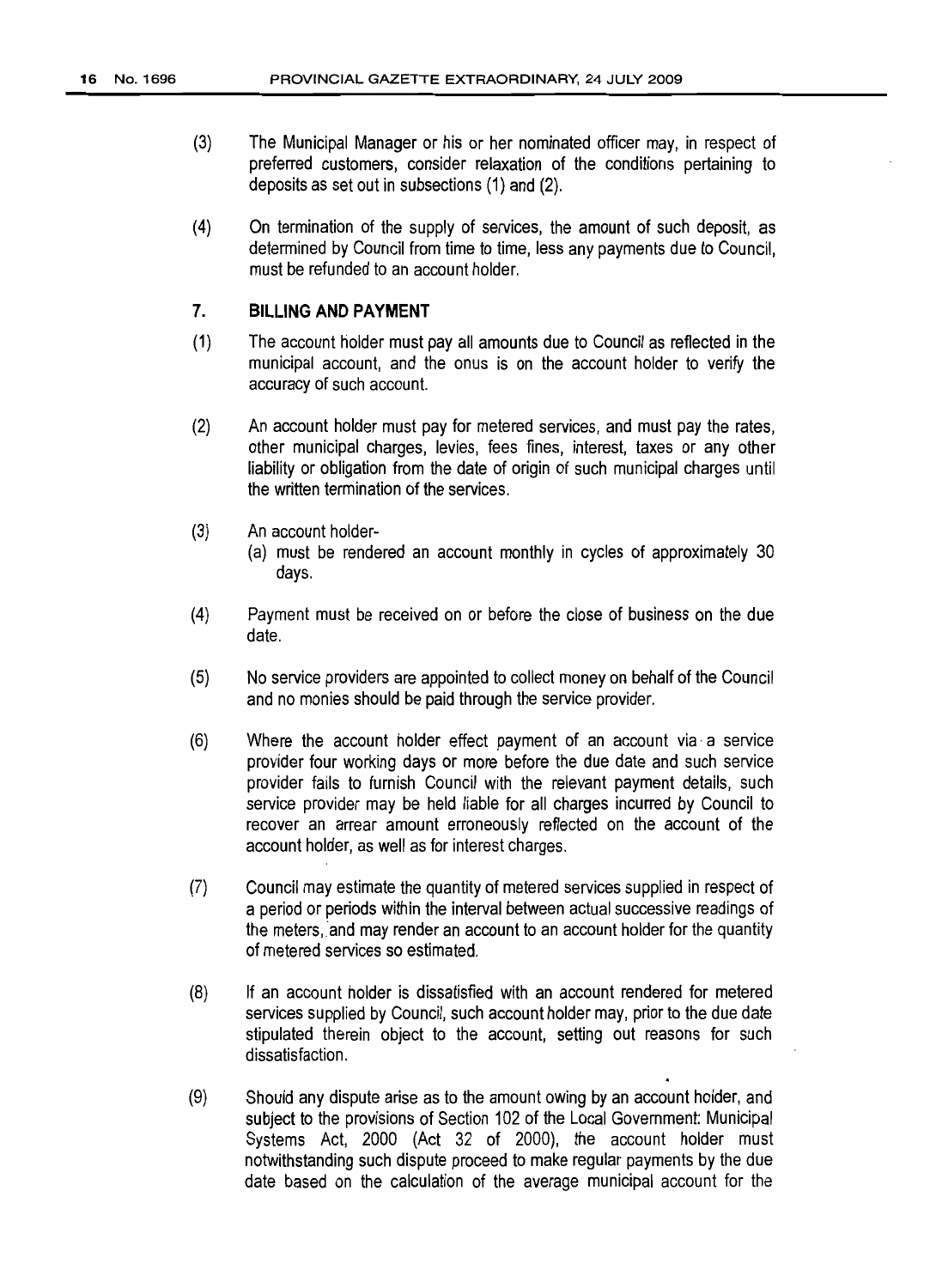(3) The Municipal Manager or his or her nominated officer may, in respect of preferred customers, consider relaxation of the conditions pertaining to deposits as set out in subsections (1) and (2).

(4) On termination of the supply of services, the amount of such deposit, as determined by Council from time to time, less any payments due to Council, must be refunded to an account holder.

## 7. BILLING AND PAYMENT

(1) The account holder must pay all amounts due to Council as reflected in the municipal account, and the onus is on the account holder to verify the accuracy of such account.

(2) An account holder must pay for metered services, and must pay the rates, other municipal charges, levies, fees fines, interest, taxes or any other liability or obligation from the date of origin of such municipal charges until the written termination of the services.

(3) An account holder-
   (a) must be rendered an account monthly in cycles of approximately 30 days.

(4) Payment must be received on or before the close of business on the due date.

(5) No service providers are appointed to collect money on behalf of the Council and no monies should be paid through the service provider.

(6) Where the account holder effect payment of an account via a service provider four working days or more before the due date and such service provider fails to furnish Council with the relevant payment details, such service provider may be held liable for all charges incurred by Council to recover an arrear amount erroneously reflected on the account of the account holder, as well as for interest charges.

(7) Council may estimate the quantity of metered services supplied in respect of a period or periods within the interval between actual successive readings of the meters, and may render an account to an account holder for the quantity of metered services so estimated.

(8) If an account holder is dissatisfied with an account rendered for metered services supplied by Council, such account holder may, prior to the due date stipulated therein object to the account, setting out reasons for such dissatisfaction.

(9) Should any dispute arise as to the amount owing by an account holder, and subject to the provisions of Section 102 of the Local Government: Municipal Systems Act, 2000 (Act 32 of 2000), the account holder must notwithstanding such dispute proceed to make regular payments by the due date based on the calculation of the average municipal account for the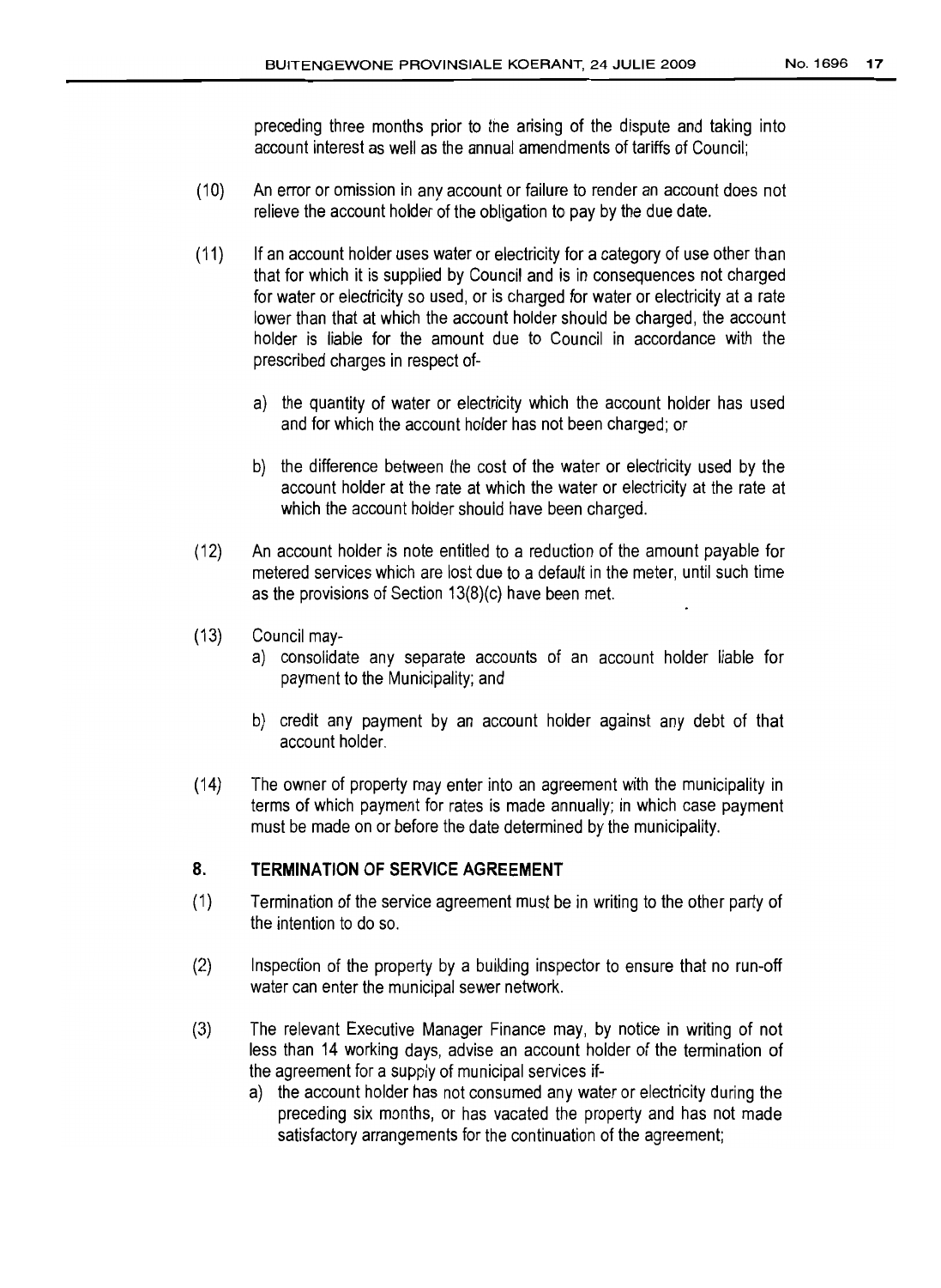preceding three months prior to the arising of the dispute and taking into account interest as well as the annual amendments of tariffs of Council;

(10) An error or omission in any account or failure to render an account does not relieve the account holder of the obligation to pay by the due date.

(11) If an account holder uses water or electricity for a category of use other than that for which it is supplied by Council and is in consequences not charged for water or electricity so used, or is charged for water or electricity at a rate lower than that at which the account holder should be charged, the account holder is liable for the amount due to Council in accordance with the prescribed charges in respect of-

a) the quantity of water or electricity which the account holder has used and for which the account holder has not been charged; or

b) the difference between the cost of the water or electricity used by the account holder at the rate at which the water or electricity at the rate at which the account holder should have been charged.

(12) An account holder is note entitled to a reduction of the amount payable for metered services which are lost due to a default in the meter, until such time as the provisions of Section 13(8)(c) have been met.

(13) Council may-

a) consolidate any separate accounts of an account holder liable for payment to the Municipality; and

b) credit any payment by an account holder against any debt of that account holder.

(14) The owner of property may enter into an agreement with the municipality in terms of which payment for rates is made annually; in which case payment must be made on or before the date determined by the municipality.

## 8. TERMINATION OF SERVICE AGREEMENT

(1) Termination of the service agreement must be in writing to the other party of the intention to do so.

(2) Inspection of the property by a building inspector to ensure that no run-off water can enter the municipal sewer network.

(3) The relevant Executive Manager Finance may, by notice in writing of not less than 14 working days, advise an account holder of the termination of the agreement for a supply of municipal services if-

a) the account holder has not consumed any water or electricity during the preceding six months, or has vacated the property and has not made satisfactory arrangements for the continuation of the agreement;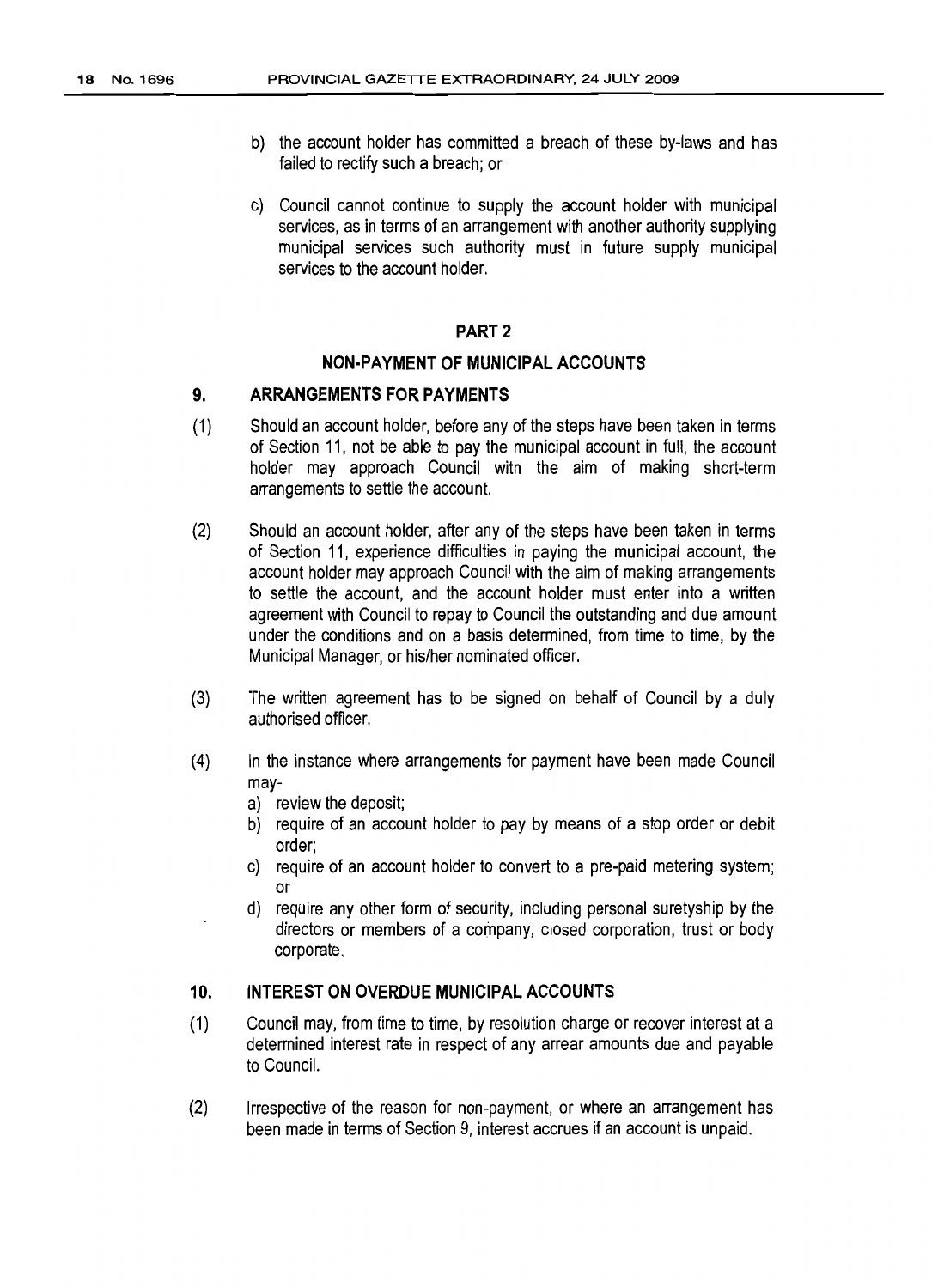b) the account holder has committed a breach of these by-laws and has failed to rectify such a breach; or

c) Council cannot continue to supply the account holder with municipal services, as in terms of an arrangement with another authority supplying municipal services such authority must in future supply municipal services to the account holder.

## PART 2

## NON-PAYMENT OF MUNICIPAL ACCOUNTS

### 9. ARRANGEMENTS FOR PAYMENTS

(1) Should an account holder, before any of the steps have been taken in terms of Section 11, not be able to pay the municipal account in full, the account holder may approach Council with the aim of making short-term arrangements to settle the account.

(2) Should an account holder, after any of the steps have been taken in terms of Section 11, experience difficulties in paying the municipal account, the account holder may approach Council with the aim of making arrangements to settle the account, and the account holder must enter into a written agreement with Council to repay to Council the outstanding and due amount under the conditions and on a basis determined, from time to time, by the Municipal Manager, or his/her nominated officer.

(3) The written agreement has to be signed on behalf of Council by a duly authorised officer.

(4) In the instance where arrangements for payment have been made Council may-

a) review the deposit;

b) require of an account holder to pay by means of a stop order or debit order;

c) require of an account holder to convert to a pre-paid metering system; or

d) require any other form of security, including personal suretyship by the directors or members of a company, closed corporation, trust or body corporate.

### 10. INTEREST ON OVERDUE MUNICIPAL ACCOUNTS

(1) Council may, from time to time, by resolution charge or recover interest at a determined interest rate in respect of any arrear amounts due and payable to Council.

(2) Irrespective of the reason for non-payment, or where an arrangement has been made in terms of Section 9, interest accrues if an account is unpaid.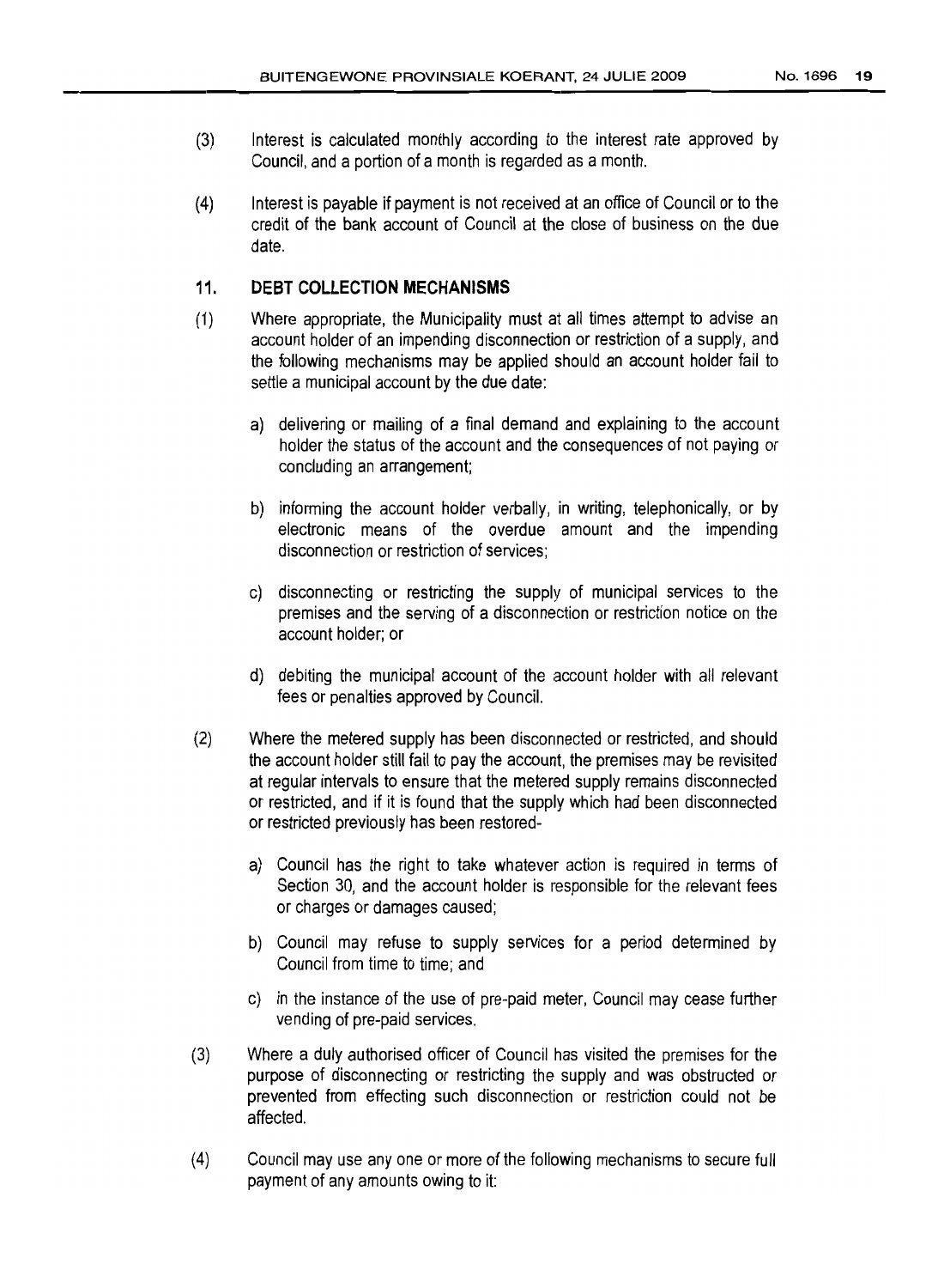(3) Interest is calculated monthly according to the interest rate approved by Council, and a portion of a month is regarded as a month.

(4) Interest is payable if payment is not received at an office of Council or to the credit of the bank account of Council at the close of business on the due date.

### 11. DEBT COLLECTION MECHANISMS

(1) Where appropriate, the Municipality must at all times attempt to advise an account holder of an impending disconnection or restriction of a supply, and the following mechanisms may be applied should an account holder fail to settle a municipal account by the due date:

a) delivering or mailing of a final demand and explaining to the account holder the status of the account and the consequences of not paying or concluding an arrangement;

b) informing the account holder verbally, in writing, telephonically, or by electronic means of the overdue amount and the impending disconnection or restriction of services;

c) disconnecting or restricting the supply of municipal services to the premises and the serving of a disconnection or restriction notice on the account holder; or

d) debiting the municipal account of the account holder with all relevant fees or penalties approved by Council.

(2) Where the metered supply has been disconnected or restricted, and should the account holder still fail to pay the account, the premises may be revisited at regular intervals to ensure that the metered supply remains disconnected or restricted, and if it is found that the supply which had been disconnected or restricted previously has been restored-

a) Council has the right to take whatever action is required in terms of Section 30, and the account holder is responsible for the relevant fees or charges or damages caused;

b) Council may refuse to supply services for a period determined by Council from time to time; and

c) in the instance of the use of pre-paid meter, Council may cease further vending of pre-paid services.

(3) Where a duly authorised officer of Council has visited the premises for the purpose of disconnecting or restricting the supply and was obstructed or prevented from effecting such disconnection or restriction could not be affected.

(4) Council may use any one or more of the following mechanisms to secure full payment of any amounts owing to it: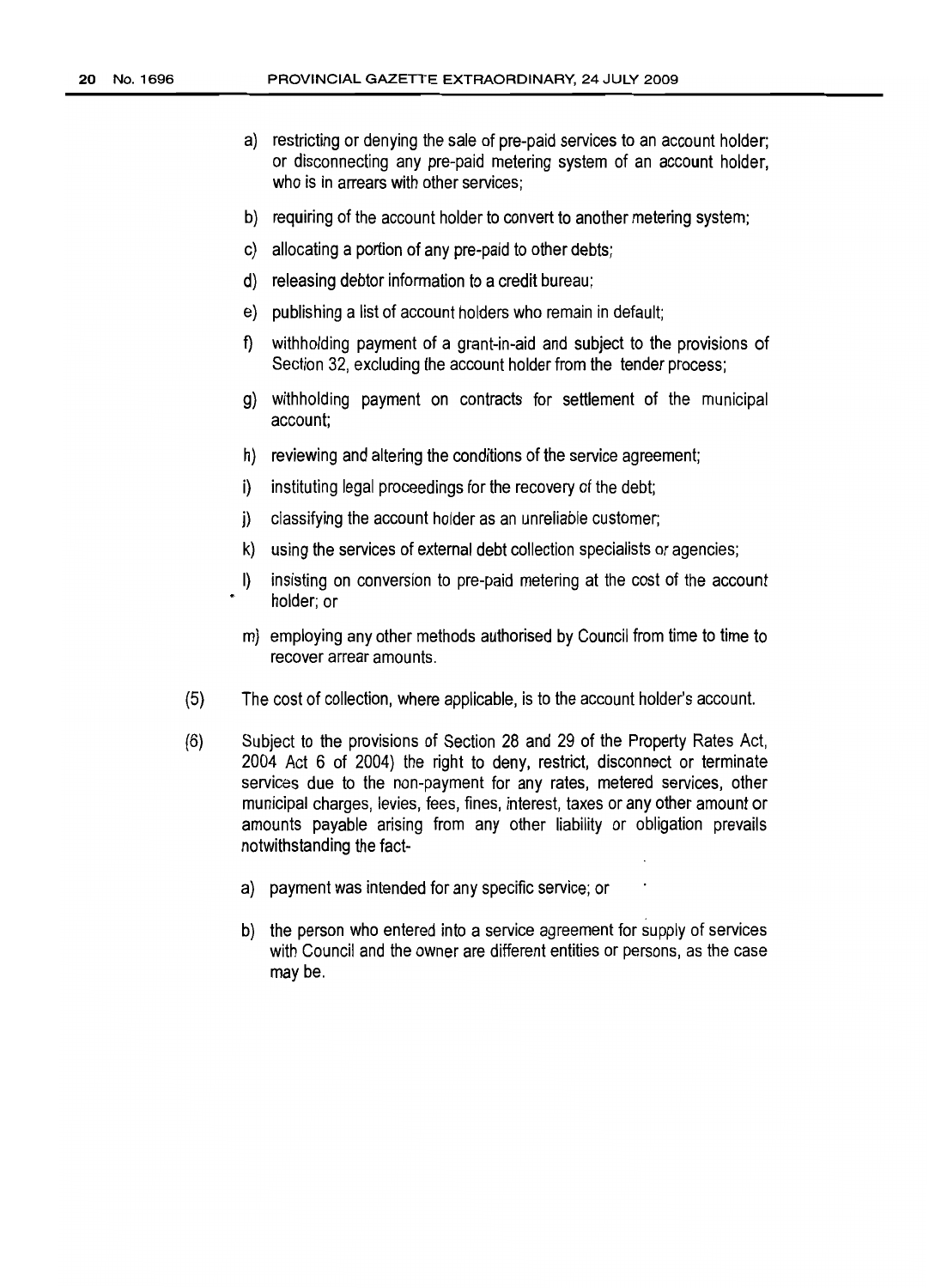a) restricting or denying the sale of pre-paid services to an account holder; or disconnecting any pre-paid metering system of an account holder, who is in arrears with other services;

b) requiring of the account holder to convert to another metering system;

c) allocating a portion of any pre-paid to other debts;

d) releasing debtor information to a credit bureau;

e) publishing a list of account holders who remain in default;

f) withholding payment of a grant-in-aid and subject to the provisions of Section 32, excluding the account holder from the tender process;

g) withholding payment on contracts for settlement of the municipal account;

h) reviewing and altering the conditions of the service agreement;

i) instituting legal proceedings for the recovery of the debt;

j) classifying the account holder as an unreliable customer;

k) using the services of external debt collection specialists or agencies;

l) insisting on conversion to pre-paid metering at the cost of the account holder; or

m) employing any other methods authorised by Council from time to time to recover arrear amounts.

(5) The cost of collection, where applicable, is to the account holder's account.

(6) Subject to the provisions of Section 28 and 29 of the Property Rates Act, 2004 Act 6 of 2004) the right to deny, restrict, disconnect or terminate services due to the non-payment for any rates, metered services, other municipal charges, levies, fees, fines, interest, taxes or any other amount or amounts payable arising from any other liability or obligation prevails notwithstanding the fact-

a) payment was intended for any specific service; or

b) the person who entered into a service agreement for supply of services with Council and the owner are different entities or persons, as the case may be.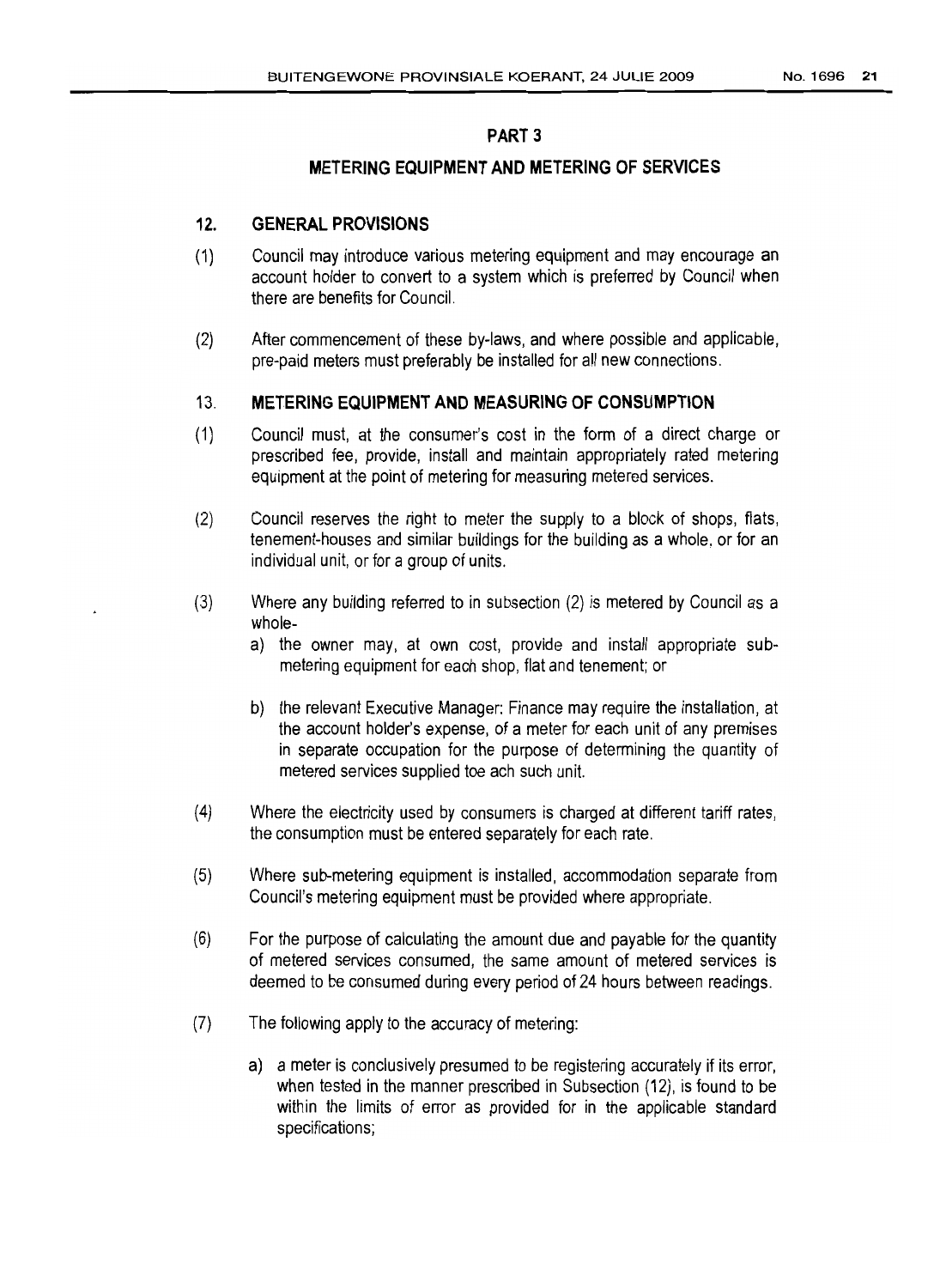## PART 3

## METERING EQUIPMENT AND METERING OF SERVICES

### 12. GENERAL PROVISIONS

(1) Council may introduce various metering equipment and may encourage an account holder to convert to a system which is preferred by Council when there are benefits for Council.

(2) After commencement of these by-laws, and where possible and applicable, pre-paid meters must preferably be installed for all new connections.

### 13. METERING EQUIPMENT AND MEASURING OF CONSUMPTION

(1) Council must, at the consumer's cost in the form of a direct charge or prescribed fee, provide, install and maintain appropriately rated metering equipment at the point of metering for measuring metered services.

(2) Council reserves the right to meter the supply to a block of shops, flats, tenement-houses and similar buildings for the building as a whole, or for an individual unit, or for a group of units.

(3) Where any building referred to in subsection (2) is metered by Council as a whole-

a) the owner may, at own cost, provide and install appropriate sub-metering equipment for each shop, flat and tenement; or

b) the relevant Executive Manager: Finance may require the installation, at the account holder's expense, of a meter for each unit of any premises in separate occupation for the purpose of determining the quantity of metered services supplied toe ach such unit.

(4) Where the electricity used by consumers is charged at different tariff rates, the consumption must be entered separately for each rate.

(5) Where sub-metering equipment is installed, accommodation separate from Council's metering equipment must be provided where appropriate.

(6) For the purpose of calculating the amount due and payable for the quantity of metered services consumed, the same amount of metered services is deemed to be consumed during every period of 24 hours between readings.

(7) The following apply to the accuracy of metering:

a) a meter is conclusively presumed to be registering accurately if its error, when tested in the manner prescribed in Subsection (12), is found to be within the limits of error as provided for in the applicable standard specifications;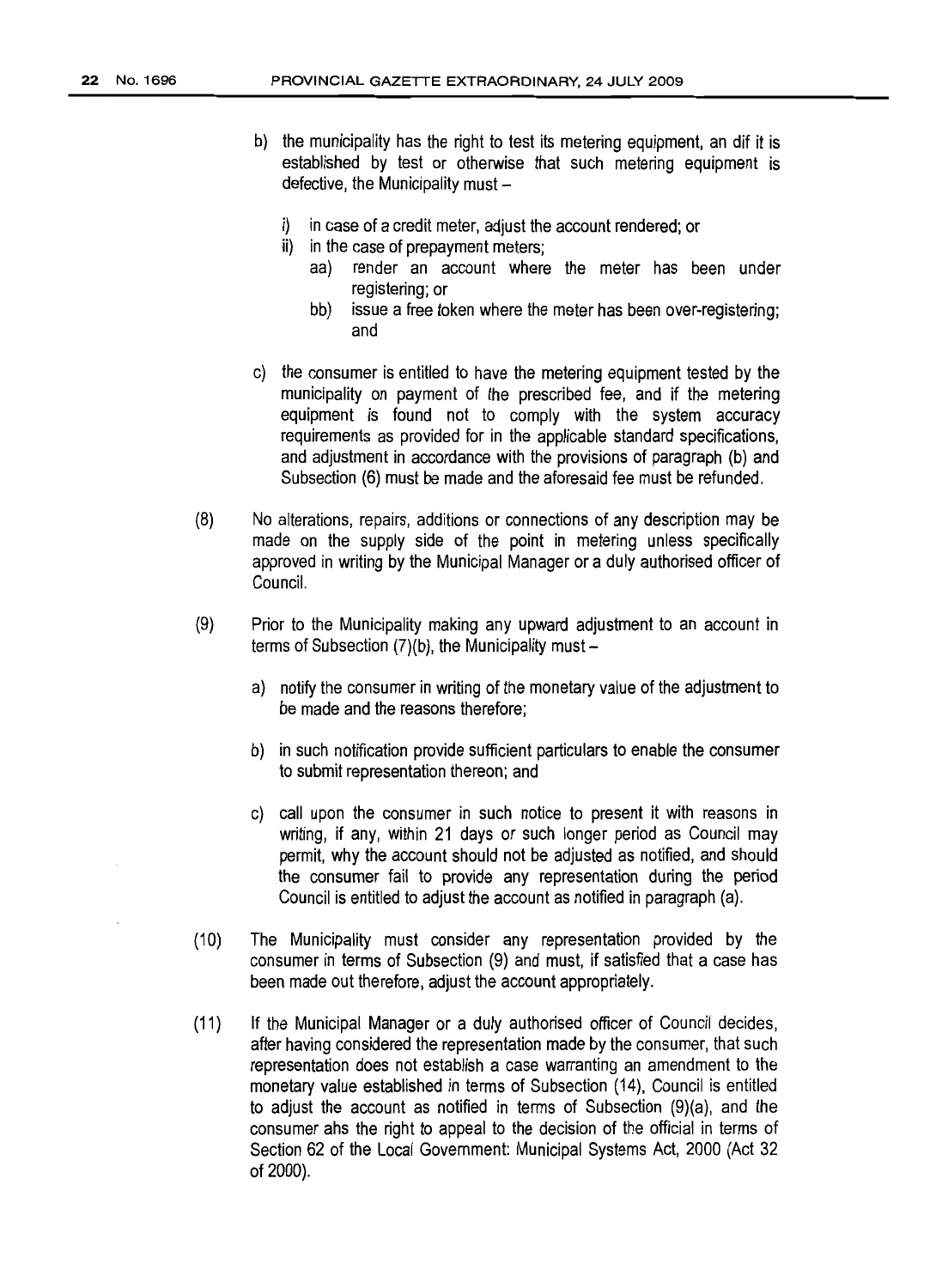b) the municipality has the right to test its metering equipment, an dif it is established by test or otherwise that such metering equipment is defective, the Municipality must –

   i) in case of a credit meter, adjust the account rendered; or
   ii) in the case of prepayment meters;
      aa) render an account where the meter has been under registering; or
      bb) issue a free token where the meter has been over-registering; and

c) the consumer is entitled to have the metering equipment tested by the municipality on payment of the prescribed fee, and if the metering equipment is found not to comply with the system accuracy requirements as provided for in the applicable standard specifications, and adjustment in accordance with the provisions of paragraph (b) and Subsection (6) must be made and the aforesaid fee must be refunded.

(8) No alterations, repairs, additions or connections of any description may be made on the supply side of the point in metering unless specifically approved in writing by the Municipal Manager or a duly authorised officer of Council.

(9) Prior to the Municipality making any upward adjustment to an account in terms of Subsection (7)(b), the Municipality must –

   a) notify the consumer in writing of the monetary value of the adjustment to be made and the reasons therefore;

   b) in such notification provide sufficient particulars to enable the consumer to submit representation thereon; and

   c) call upon the consumer in such notice to present it with reasons in writing, if any, within 21 days or such longer period as Council may permit, why the account should not be adjusted as notified, and should the consumer fail to provide any representation during the period Council is entitled to adjust the account as notified in paragraph (a).

(10) The Municipality must consider any representation provided by the consumer in terms of Subsection (9) and must, if satisfied that a case has been made out therefore, adjust the account appropriately.

(11) If the Municipal Manager or a duly authorised officer of Council decides, after having considered the representation made by the consumer, that such representation does not establish a case warranting an amendment to the monetary value established in terms of Subsection (14), Council is entitled to adjust the account as notified in terms of Subsection (9)(a), and the consumer ahs the right to appeal to the decision of the official in terms of Section 62 of the Local Government: Municipal Systems Act, 2000 (Act 32 of 2000).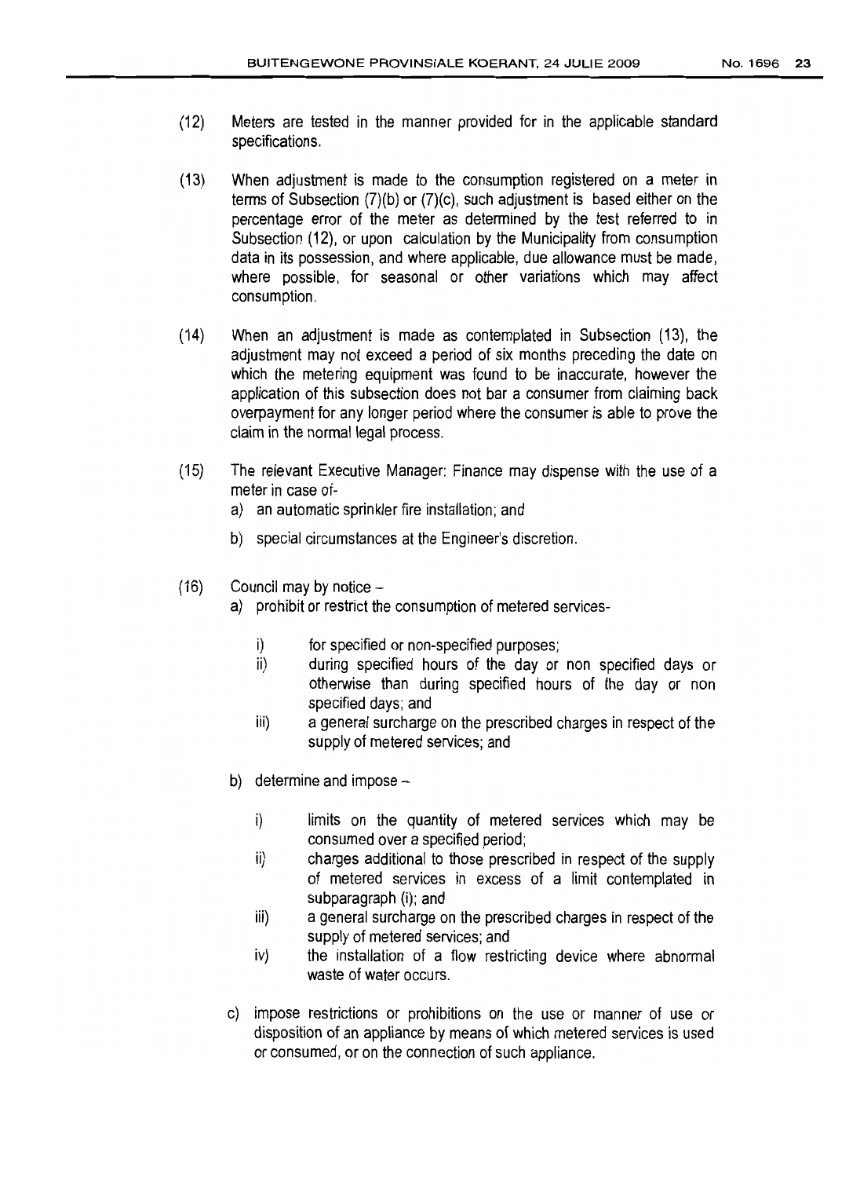(12) Meters are tested in the manner provided for in the applicable standard specifications.

(13) When adjustment is made to the consumption registered on a meter in terms of Subsection (7)(b) or (7)(c), such adjustment is based either on the percentage error of the meter as determined by the test referred to in Subsection (12), or upon calculation by the Municipality from consumption data in its possession, and where applicable, due allowance must be made, where possible, for seasonal or other variations which may affect consumption.

(14) When an adjustment is made as contemplated in Subsection (13), the adjustment may not exceed a period of six months preceding the date on which the metering equipment was found to be inaccurate, however the application of this subsection does not bar a consumer from claiming back overpayment for any longer period where the consumer is able to prove the claim in the normal legal process.

(15) The relevant Executive Manager: Finance may dispense with the use of a meter in case of-

a) an automatic sprinkler fire installation; and

b) special circumstances at the Engineer's discretion.

(16) Council may by notice –

a) prohibit or restrict the consumption of metered services-

i) for specified or non-specified purposes;

ii) during specified hours of the day or non specified days or otherwise than during specified hours of the day or non specified days; and

iii) a general surcharge on the prescribed charges in respect of the supply of metered services; and

b) determine and impose –

i) limits on the quantity of metered services which may be consumed over a specified period;

ii) charges additional to those prescribed in respect of the supply of metered services in excess of a limit contemplated in subparagraph (i); and

iii) a general surcharge on the prescribed charges in respect of the supply of metered services; and

iv) the installation of a flow restricting device where abnormal waste of water occurs.

c) impose restrictions or prohibitions on the use or manner of use or disposition of an appliance by means of which metered services is used or consumed, or on the connection of such appliance.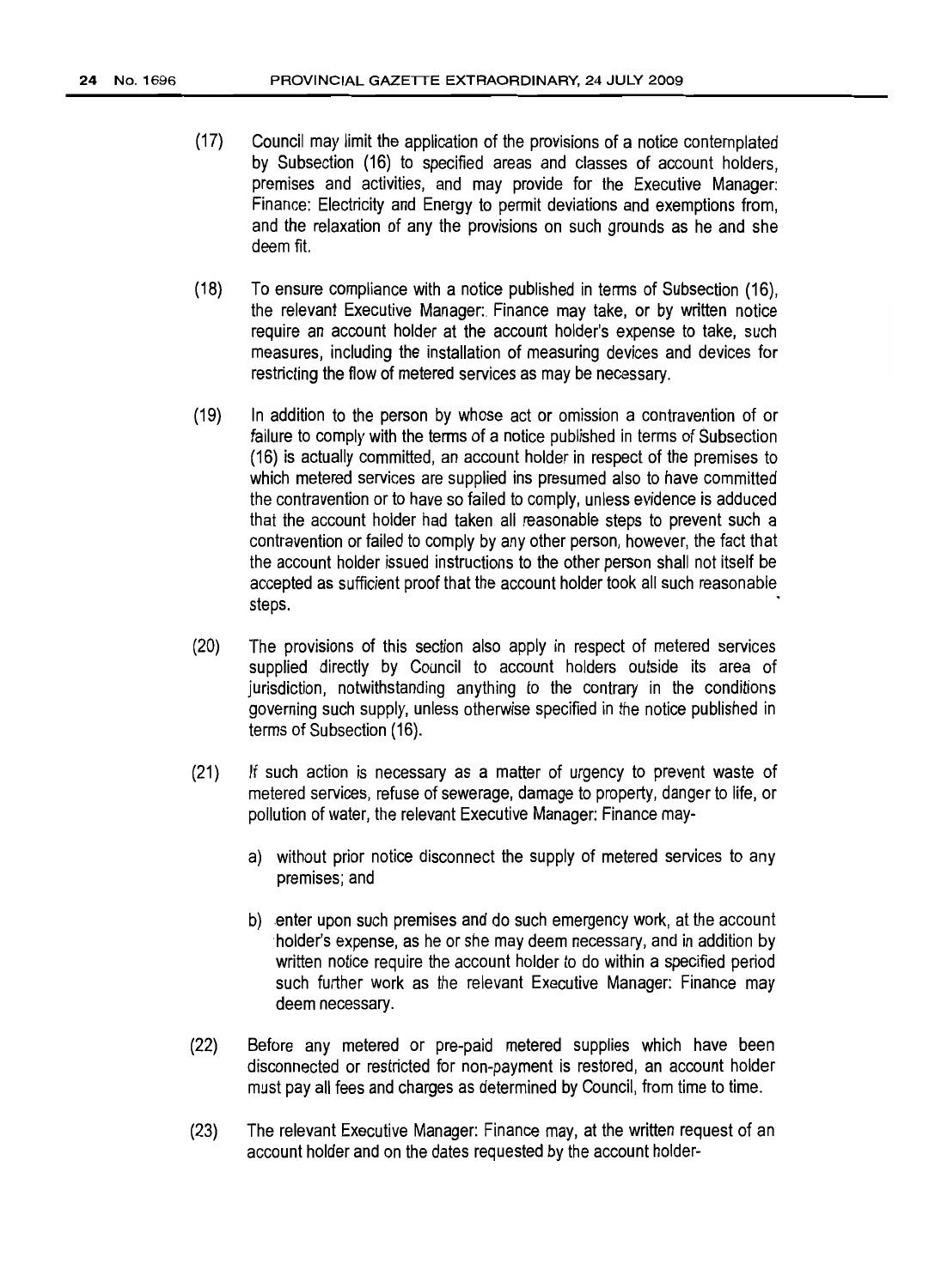(17) Council may limit the application of the provisions of a notice contemplated by Subsection (16) to specified areas and classes of account holders, premises and activities, and may provide for the Executive Manager: Finance: Electricity and Energy to permit deviations and exemptions from, and the relaxation of any the provisions on such grounds as he and she deem fit.

(18) To ensure compliance with a notice published in terms of Subsection (16), the relevant Executive Manager: Finance may take, or by written notice require an account holder at the account holder's expense to take, such measures, including the installation of measuring devices and devices for restricting the flow of metered services as may be necessary.

(19) In addition to the person by whose act or omission a contravention of or failure to comply with the terms of a notice published in terms of Subsection (16) is actually committed, an account holder in respect of the premises to which metered services are supplied ins presumed also to have committed the contravention or to have so failed to comply, unless evidence is adduced that the account holder had taken all reasonable steps to prevent such a contravention or failed to comply by any other person, however, the fact that the account holder issued instructions to the other person shall not itself be accepted as sufficient proof that the account holder took all such reasonable steps.

(20) The provisions of this section also apply in respect of metered services supplied directly by Council to account holders outside its area of jurisdiction, notwithstanding anything to the contrary in the conditions governing such supply, unless otherwise specified in the notice published in terms of Subsection (16).

(21) If such action is necessary as a matter of urgency to prevent waste of metered services, refuse of sewerage, damage to property, danger to life, or pollution of water, the relevant Executive Manager: Finance may-

a) without prior notice disconnect the supply of metered services to any premises; and

b) enter upon such premises and do such emergency work, at the account holder's expense, as he or she may deem necessary, and in addition by written notice require the account holder to do within a specified period such further work as the relevant Executive Manager: Finance may deem necessary.

(22) Before any metered or pre-paid metered supplies which have been disconnected or restricted for non-payment is restored, an account holder must pay all fees and charges as determined by Council, from time to time.

(23) The relevant Executive Manager: Finance may, at the written request of an account holder and on the dates requested by the account holder-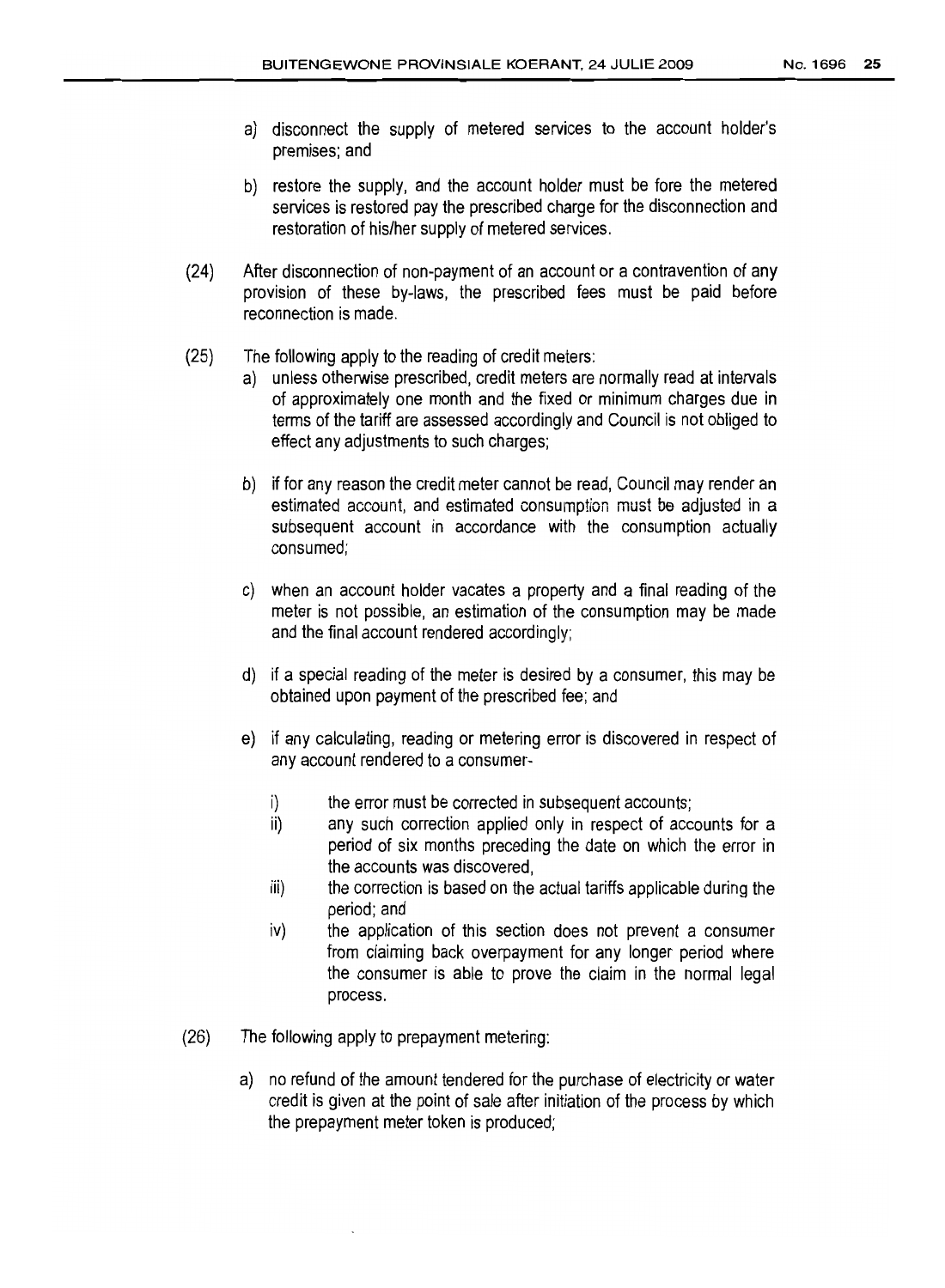a) disconnect the supply of metered services to the account holder's premises; and

b) restore the supply, and the account holder must be fore the metered services is restored pay the prescribed charge for the disconnection and restoration of his/her supply of metered services.

(24) After disconnection of non-payment of an account or a contravention of any provision of these by-laws, the prescribed fees must be paid before reconnection is made.

(25) The following apply to the reading of credit meters:

a) unless otherwise prescribed, credit meters are normally read at intervals of approximately one month and the fixed or minimum charges due in terms of the tariff are assessed accordingly and Council is not obliged to effect any adjustments to such charges;

b) if for any reason the credit meter cannot be read, Council may render an estimated account, and estimated consumption must be adjusted in a subsequent account in accordance with the consumption actually consumed;

c) when an account holder vacates a property and a final reading of the meter is not possible, an estimation of the consumption may be made and the final account rendered accordingly;

d) if a special reading of the meter is desired by a consumer, this may be obtained upon payment of the prescribed fee; and

e) if any calculating, reading or metering error is discovered in respect of any account rendered to a consumer-

i) the error must be corrected in subsequent accounts;

ii) any such correction applied only in respect of accounts for a period of six months preceding the date on which the error in the accounts was discovered,

iii) the correction is based on the actual tariffs applicable during the period; and

iv) the application of this section does not prevent a consumer from claiming back overpayment for any longer period where the consumer is able to prove the claim in the normal legal process.

(26) The following apply to prepayment metering:

a) no refund of the amount tendered for the purchase of electricity or water credit is given at the point of sale after initiation of the process by which the prepayment meter token is produced;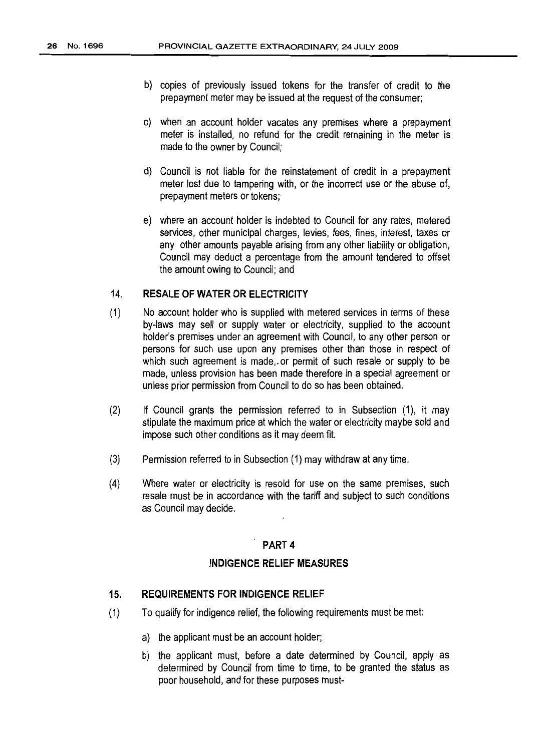b) copies of previously issued tokens for the transfer of credit to the prepayment meter may be issued at the request of the consumer;

c) when an account holder vacates any premises where a prepayment meter is installed, no refund for the credit remaining in the meter is made to the owner by Council;

d) Council is not liable for the reinstatement of credit in a prepayment meter lost due to tampering with, or the incorrect use or the abuse of, prepayment meters or tokens;

e) where an account holder is indebted to Council for any rates, metered services, other municipal charges, levies, fees, fines, interest, taxes or any other amounts payable arising from any other liability or obligation, Council may deduct a percentage from the amount tendered to offset the amount owing to Council; and

### 14. RESALE OF WATER OR ELECTRICITY

(1) No account holder who is supplied with metered services in terms of these by-laws may sell or supply water or electricity, supplied to the account holder's premises under an agreement with Council, to any other person or persons for such use upon any premises other than those in respect of which such agreement is made,.or permit of such resale or supply to be made, unless provision has been made therefore in a special agreement or unless prior permission from Council to do so has been obtained.

(2) If Council grants the permission referred to in Subsection (1), it may stipulate the maximum price at which the water or electricity maybe sold and impose such other conditions as it may deem fit.

(3) Permission referred to in Subsection (1) may withdraw at any time.

(4) Where water or electricity is resold for use on the same premises, such resale must be in accordance with the tariff and subject to such conditions as Council may decide.

## PART 4

## INDIGENCE RELIEF MEASURES

### 15. REQUIREMENTS FOR INDIGENCE RELIEF

(1) To qualify for indigence relief, the following requirements must be met:

a) the applicant must be an account holder;

b) the applicant must, before a date determined by Council, apply as determined by Council from time to time, to be granted the status as poor household, and for these purposes must-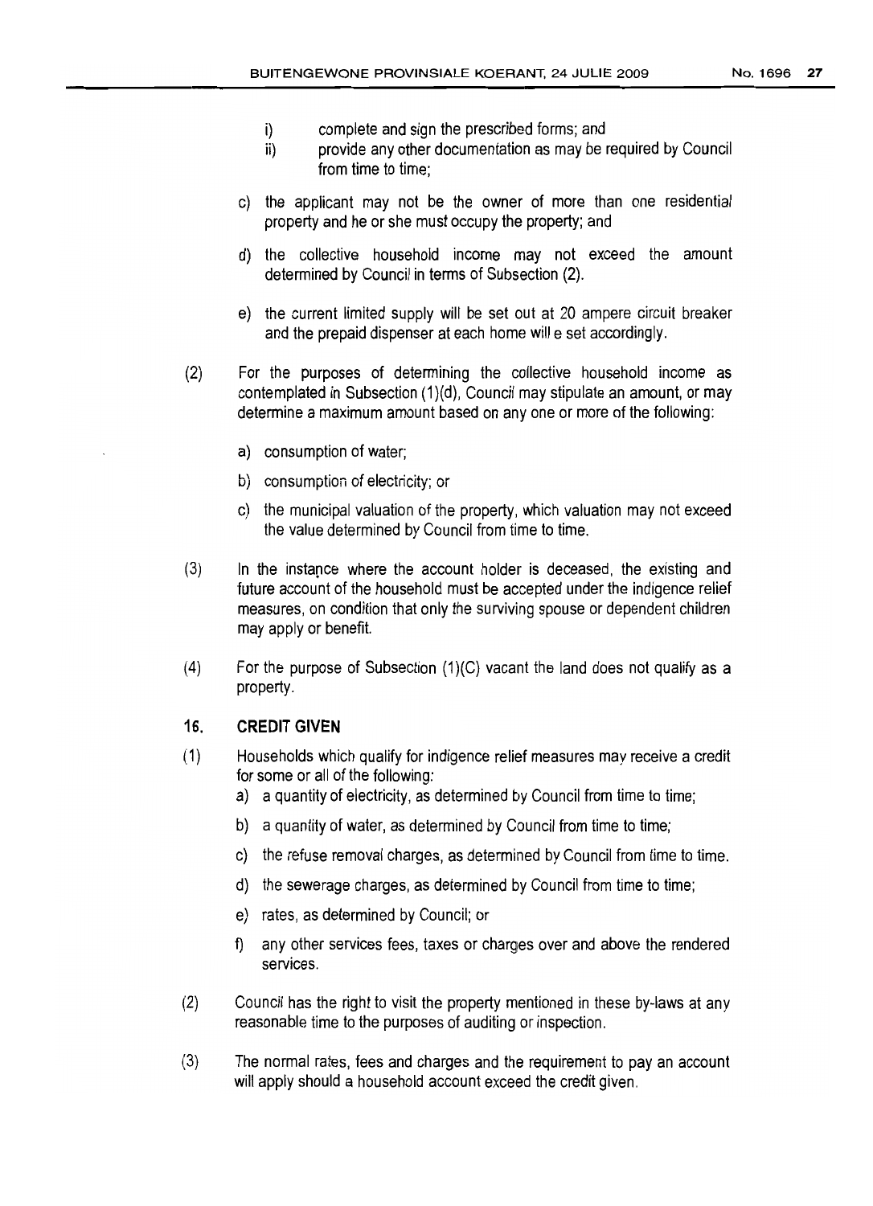i) complete and sign the prescribed forms; and

ii) provide any other documentation as may be required by Council from time to time;

c) the applicant may not be the owner of more than one residential property and he or she must occupy the property; and

d) the collective household income may not exceed the amount determined by Council in terms of Subsection (2).

e) the current limited supply will be set out at 20 ampere circuit breaker and the prepaid dispenser at each home will e set accordingly.

(2) For the purposes of determining the collective household income as contemplated in Subsection (1)(d), Council may stipulate an amount, or may determine a maximum amount based on any one or more of the following:

a) consumption of water;

b) consumption of electricity; or

c) the municipal valuation of the property, which valuation may not exceed the value determined by Council from time to time.

(3) In the instance where the account holder is deceased, the existing and future account of the household must be accepted under the indigence relief measures, on condition that only the surviving spouse or dependent children may apply or benefit.

(4) For the purpose of Subsection (1)(C) vacant the land does not qualify as a property.

## 16. CREDIT GIVEN

(1) Households which qualify for indigence relief measures may receive a credit for some or all of the following:

a) a quantity of electricity, as determined by Council from time to time;

b) a quantity of water, as determined by Council from time to time;

c) the refuse removal charges, as determined by Council from time to time.

d) the sewerage charges, as determined by Council from time to time;

e) rates, as determined by Council; or

f) any other services fees, taxes or charges over and above the rendered services.

(2) Council has the right to visit the property mentioned in these by-laws at any reasonable time to the purposes of auditing or inspection.

(3) The normal rates, fees and charges and the requirement to pay an account will apply should a household account exceed the credit given.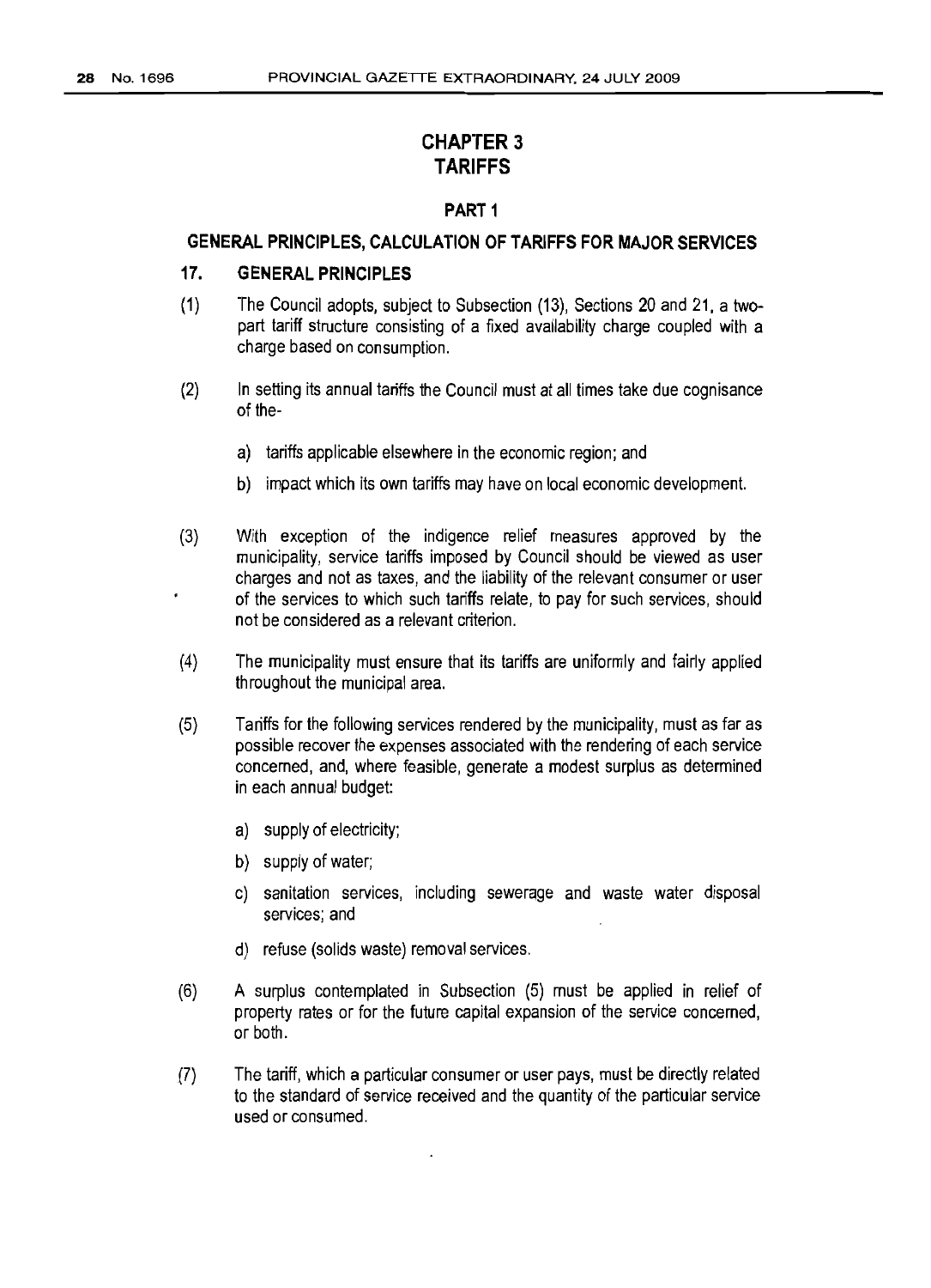# CHAPTER 3
# TARIFFS

## PART 1

### GENERAL PRINCIPLES, CALCULATION OF TARIFFS FOR MAJOR SERVICES

### 17. GENERAL PRINCIPLES

(1) The Council adopts, subject to Subsection (13), Sections 20 and 21, a two-part tariff structure consisting of a fixed availability charge coupled with a charge based on consumption.

(2) In setting its annual tariffs the Council must at all times take due cognisance of the-

a) tariffs applicable elsewhere in the economic region; and

b) impact which its own tariffs may have on local economic development.

(3) With exception of the indigence relief measures approved by the municipality, service tariffs imposed by Council should be viewed as user charges and not as taxes, and the liability of the relevant consumer or user of the services to which such tariffs relate, to pay for such services, should not be considered as a relevant criterion.

(4) The municipality must ensure that its tariffs are uniformly and fairly applied throughout the municipal area.

(5) Tariffs for the following services rendered by the municipality, must as far as possible recover the expenses associated with the rendering of each service concerned, and, where feasible, generate a modest surplus as determined in each annual budget:

a) supply of electricity;

b) supply of water;

c) sanitation services, including sewerage and waste water disposal services; and

d) refuse (solids waste) removal services.

(6) A surplus contemplated in Subsection (5) must be applied in relief of property rates or for the future capital expansion of the service concerned, or both.

(7) The tariff, which a particular consumer or user pays, must be directly related to the standard of service received and the quantity of the particular service used or consumed.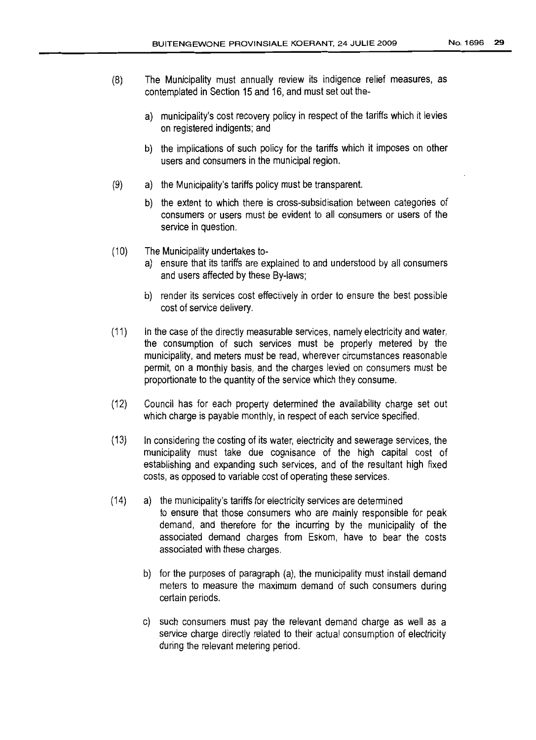(8) The Municipality must annually review its indigence relief measures, as contemplated in Section 15 and 16, and must set out the-

a) municipality's cost recovery policy in respect of the tariffs which it levies on registered indigents; and

b) the implications of such policy for the tariffs which it imposes on other users and consumers in the municipal region.

(9) a) the Municipality's tariffs policy must be transparent.

b) the extent to which there is cross-subsidisation between categories of consumers or users must be evident to all consumers or users of the service in question.

(10) The Municipality undertakes to-

a) ensure that its tariffs are explained to and understood by all consumers and users affected by these By-laws;

b) render its services cost effectively in order to ensure the best possible cost of service delivery.

(11) In the case of the directly measurable services, namely electricity and water, the consumption of such services must be properly metered by the municipality, and meters must be read, wherever circumstances reasonable permit, on a monthly basis, and the charges levied on consumers must be proportionate to the quantity of the service which they consume.

(12) Council has for each property determined the availability charge set out which charge is payable monthly, in respect of each service specified.

(13) In considering the costing of its water, electricity and sewerage services, the municipality must take due cognisance of the high capital cost of establishing and expanding such services, and of the resultant high fixed costs, as opposed to variable cost of operating these services.

(14) a) the municipality's tariffs for electricity services are determined to ensure that those consumers who are mainly responsible for peak demand, and therefore for the incurring by the municipality of the associated demand charges from Eskom, have to bear the costs associated with these charges.

b) for the purposes of paragraph (a), the municipality must install demand meters to measure the maximum demand of such consumers during certain periods.

c) such consumers must pay the relevant demand charge as well as a service charge directly related to their actual consumption of electricity during the relevant metering period.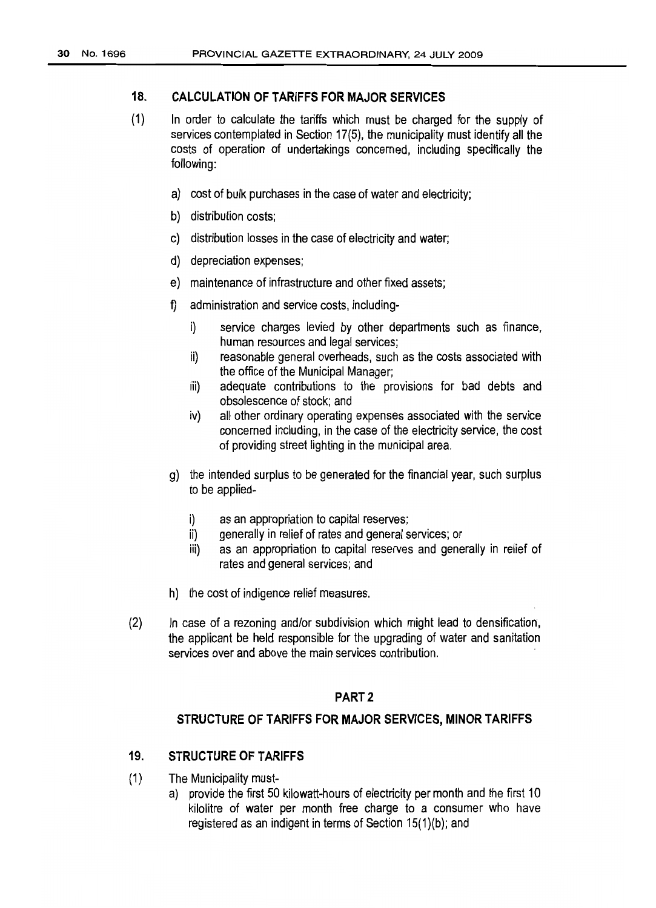## 18. CALCULATION OF TARIFFS FOR MAJOR SERVICES

(1) In order to calculate the tariffs which must be charged for the supply of services contemplated in Section 17(5), the municipality must identify all the costs of operation of undertakings concerned, including specifically the following:

a) cost of bulk purchases in the case of water and electricity;

b) distribution costs;

c) distribution losses in the case of electricity and water;

d) depreciation expenses;

e) maintenance of infrastructure and other fixed assets;

f) administration and service costs, including-

i) service charges levied by other departments such as finance, human resources and legal services;

ii) reasonable general overheads, such as the costs associated with the office of the Municipal Manager;

iii) adequate contributions to the provisions for bad debts and obsolescence of stock; and

iv) all other ordinary operating expenses associated with the service concerned including, in the case of the electricity service, the cost of providing street lighting in the municipal area.

g) the intended surplus to be generated for the financial year, such surplus to be applied-

i) as an appropriation to capital reserves;

ii) generally in relief of rates and general services; or

iii) as an appropriation to capital reserves and generally in relief of rates and general services; and

h) the cost of indigence relief measures.

(2) In case of a rezoning and/or subdivision which might lead to densification, the applicant be held responsible for the upgrading of water and sanitation services over and above the main services contribution.

## PART 2

## STRUCTURE OF TARIFFS FOR MAJOR SERVICES, MINOR TARIFFS

## 19. STRUCTURE OF TARIFFS

(1) The Municipality must-

a) provide the first 50 kilowatt-hours of electricity per month and the first 10 kilolitre of water per month free charge to a consumer who have registered as an indigent in terms of Section 15(1)(b); and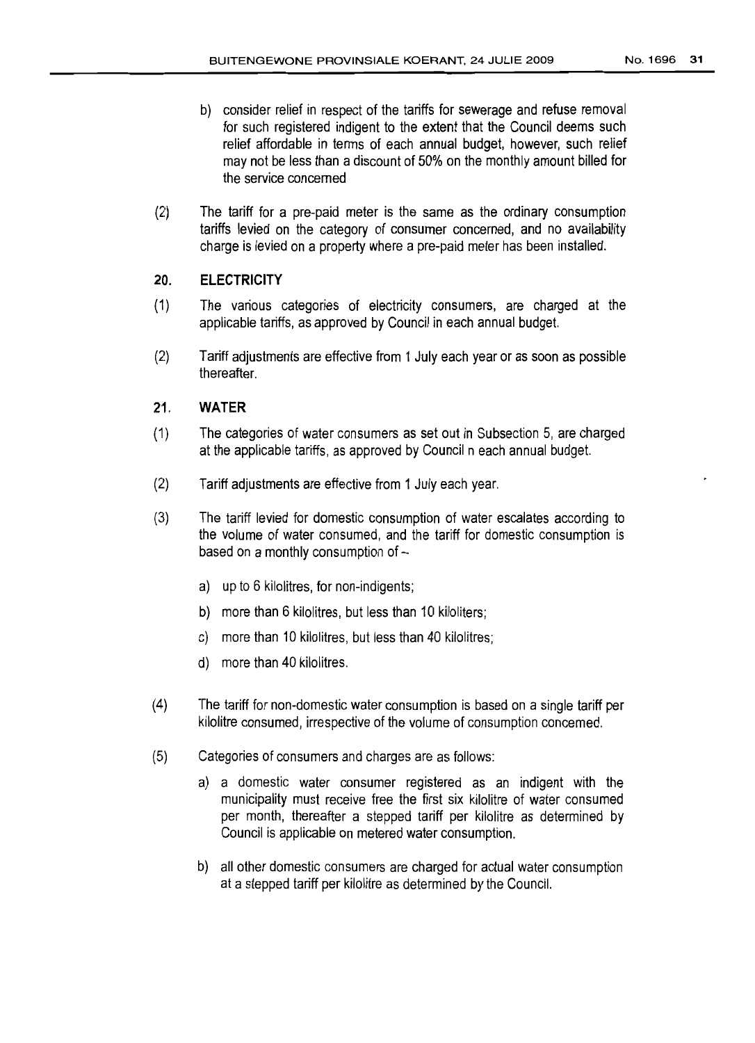b) consider relief in respect of the tariffs for sewerage and refuse removal for such registered indigent to the extent that the Council deems such relief affordable in terms of each annual budget, however, such relief may not be less than a discount of 50% on the monthly amount billed for the service concerned

(2) The tariff for a pre-paid meter is the same as the ordinary consumption tariffs levied on the category of consumer concerned, and no availability charge is levied on a property where a pre-paid meter has been installed.

## 20. ELECTRICITY

(1) The various categories of electricity consumers, are charged at the applicable tariffs, as approved by Council in each annual budget.

(2) Tariff adjustments are effective from 1 July each year or as soon as possible thereafter.

## 21. WATER

(1) The categories of water consumers as set out in Subsection 5, are charged at the applicable tariffs, as approved by Council n each annual budget.

(2) Tariff adjustments are effective from 1 July each year.

(3) The tariff levied for domestic consumption of water escalates according to the volume of water consumed, and the tariff for domestic consumption is based on a monthly consumption of –

a) up to 6 kilolitres, for non-indigents;

b) more than 6 kilolitres, but less than 10 kiloliters;

c) more than 10 kilolitres, but less than 40 kilolitres;

d) more than 40 kilolitres.

(4) The tariff for non-domestic water consumption is based on a single tariff per kilolitre consumed, irrespective of the volume of consumption concemed.

(5) Categories of consumers and charges are as follows:

a) a domestic water consumer registered as an indigent with the municipality must receive free the first six kilolitre of water consumed per month, thereafter a stepped tariff per kilolitre as determined by Council is applicable on metered water consumption.

b) all other domestic consumers are charged for actual water consumption at a stepped tariff per kilolitre as determined by the Council.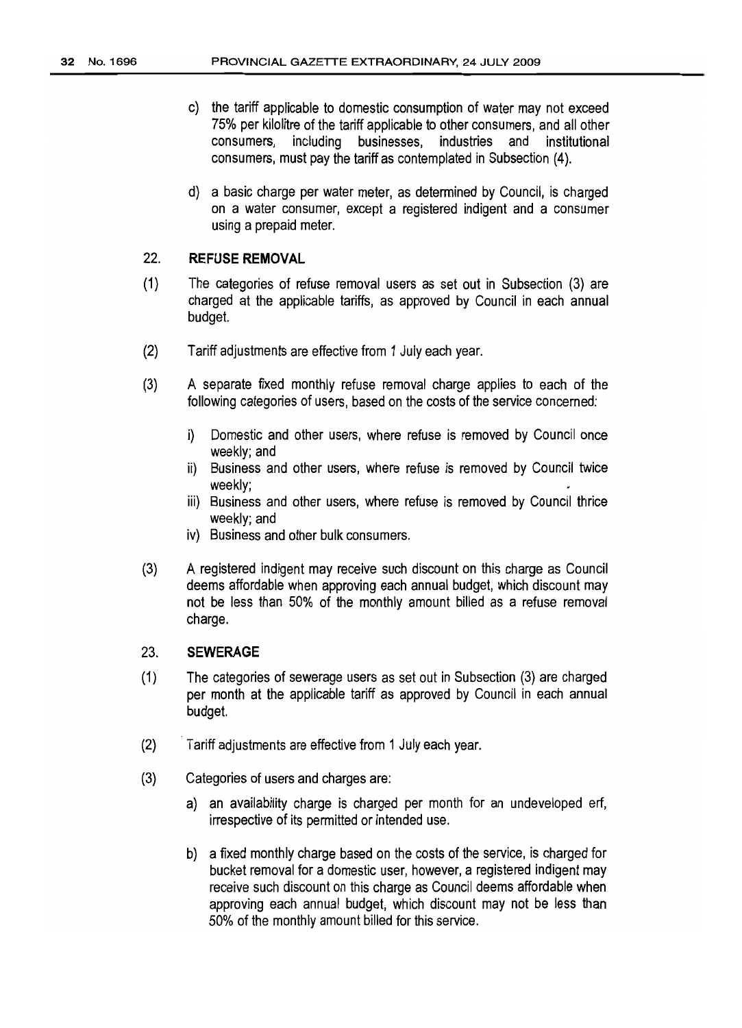c) the tariff applicable to domestic consumption of water may not exceed 75% per kilolitre of the tariff applicable to other consumers, and all other consumers, including businesses, industries and institutional consumers, must pay the tariff as contemplated in Subsection (4).

d) a basic charge per water meter, as determined by Council, is charged on a water consumer, except a registered indigent and a consumer using a prepaid meter.

## 22. REFUSE REMOVAL

(1) The categories of refuse removal users as set out in Subsection (3) are charged at the applicable tariffs, as approved by Council in each annual budget.

(2) Tariff adjustments are effective from 1 July each year.

(3) A separate fixed monthly refuse removal charge applies to each of the following categories of users, based on the costs of the service concerned:

i) Domestic and other users, where refuse is removed by Council once weekly; and

ii) Business and other users, where refuse is removed by Council twice weekly;

iii) Business and other users, where refuse is removed by Council thrice weekly; and

iv) Business and other bulk consumers.

(3) A registered indigent may receive such discount on this charge as Council deems affordable when approving each annual budget, which discount may not be less than 50% of the monthly amount billed as a refuse removal charge.

## 23. SEWERAGE

(1) The categories of sewerage users as set out in Subsection (3) are charged per month at the applicable tariff as approved by Council in each annual budget.

(2) Tariff adjustments are effective from 1 July each year.

(3) Categories of users and charges are:

a) an availability charge is charged per month for an undeveloped erf, irrespective of its permitted or intended use.

b) a fixed monthly charge based on the costs of the service, is charged for bucket removal for a domestic user, however, a registered indigent may receive such discount on this charge as Council deems affordable when approving each annual budget, which discount may not be less than 50% of the monthly amount billed for this service.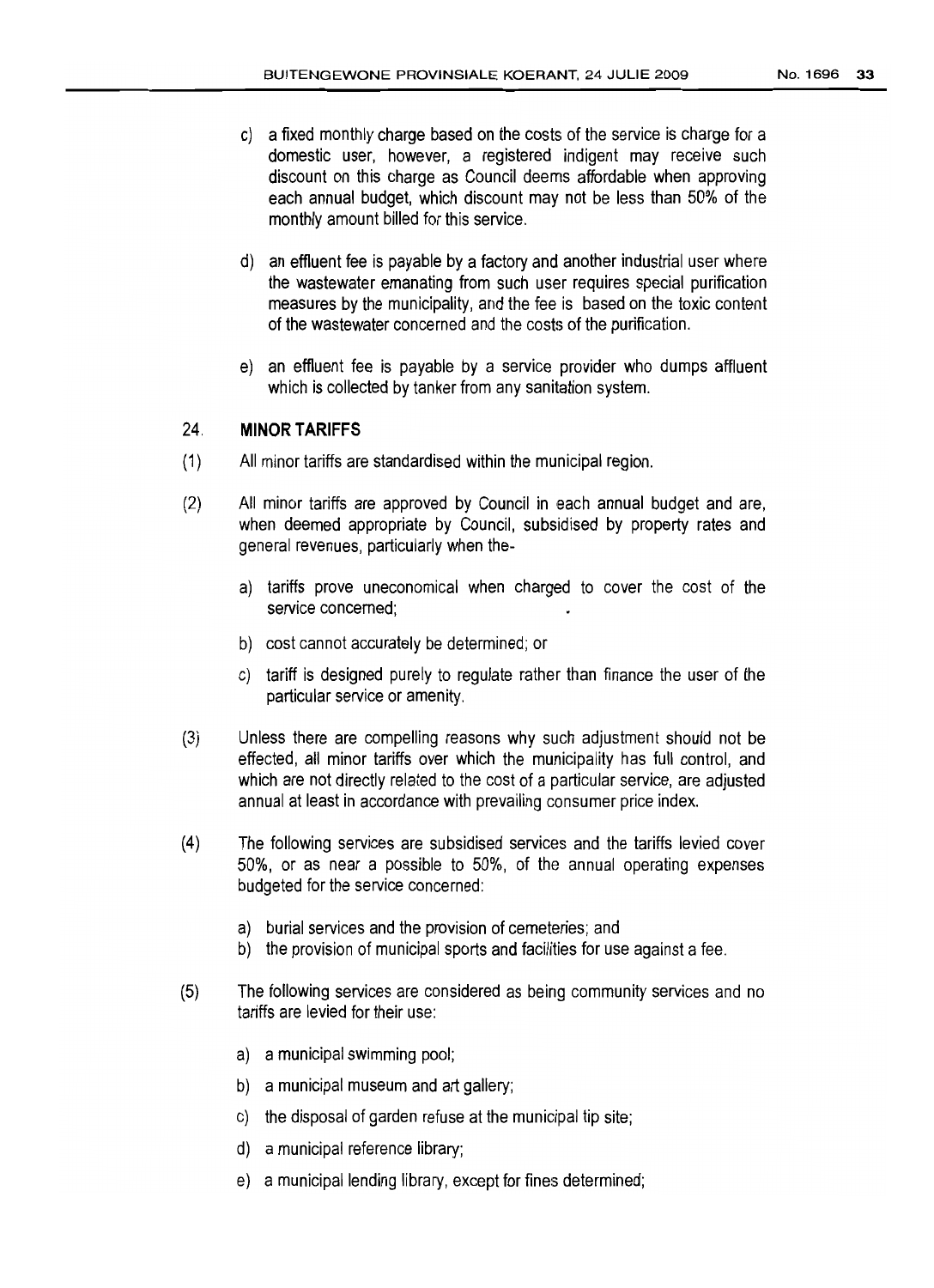c) a fixed monthly charge based on the costs of the service is charge for a domestic user, however, a registered indigent may receive such discount on this charge as Council deems affordable when approving each annual budget, which discount may not be less than 50% of the monthly amount billed for this service.

d) an effluent fee is payable by a factory and another industrial user where the wastewater emanating from such user requires special purification measures by the municipality, and the fee is based on the toxic content of the wastewater concerned and the costs of the purification.

e) an effluent fee is payable by a service provider who dumps affluent which is collected by tanker from any sanitation system.

## 24. MINOR TARIFFS

(1) All minor tariffs are standardised within the municipal region.

(2) All minor tariffs are approved by Council in each annual budget and are, when deemed appropriate by Council, subsidised by property rates and general revenues, particularly when the-

   a) tariffs prove uneconomical when charged to cover the cost of the service concerned;

   b) cost cannot accurately be determined; or

   c) tariff is designed purely to regulate rather than finance the user of the particular service or amenity.

(3) Unless there are compelling reasons why such adjustment should not be effected, all minor tariffs over which the municipality has full control, and which are not directly related to the cost of a particular service, are adjusted annual at least in accordance with prevailing consumer price index.

(4) The following services are subsidised services and the tariffs levied cover 50%, or as near a possible to 50%, of the annual operating expenses budgeted for the service concerned:

   a) burial services and the provision of cemeteries; and
   b) the provision of municipal sports and facilities for use against a fee.

(5) The following services are considered as being community services and no tariffs are levied for their use:

   a) a municipal swimming pool;

   b) a municipal museum and art gallery;

   c) the disposal of garden refuse at the municipal tip site;

   d) a municipal reference library;

   e) a municipal lending library, except for fines determined;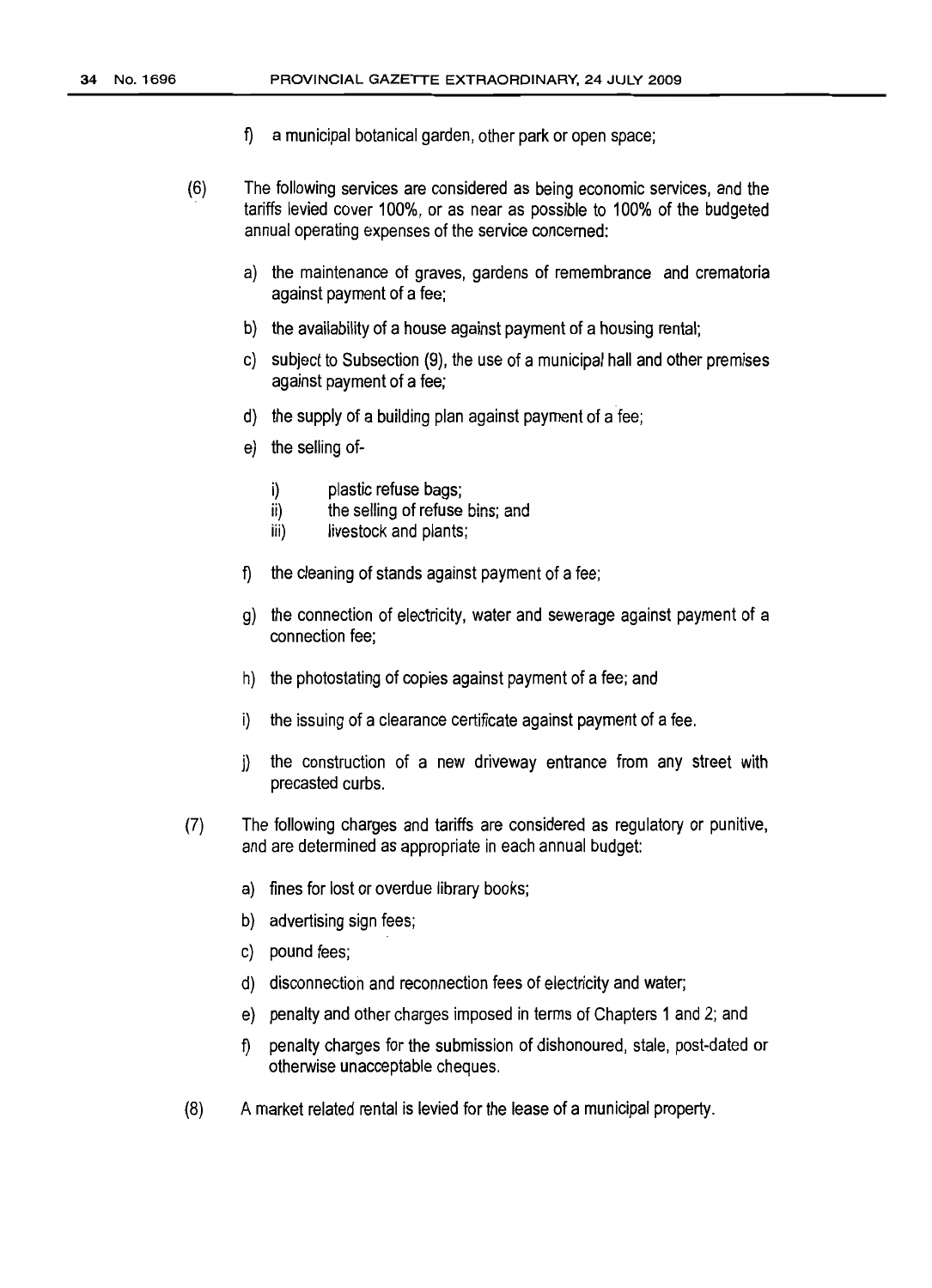f) a municipal botanical garden, other park or open space;

(6) The following services are considered as being economic services, and the tariffs levied cover 100%, or as near as possible to 100% of the budgeted annual operating expenses of the service concerned:

a) the maintenance of graves, gardens of remembrance and crematoria against payment of a fee;

b) the availability of a house against payment of a housing rental;

c) subject to Subsection (9), the use of a municipal hall and other premises against payment of a fee;

d) the supply of a building plan against payment of a fee;

e) the selling of-

i) plastic refuse bags;
ii) the selling of refuse bins; and
iii) livestock and plants;

f) the cleaning of stands against payment of a fee;

g) the connection of electricity, water and sewerage against payment of a connection fee;

h) the photostating of copies against payment of a fee; and

i) the issuing of a clearance certificate against payment of a fee.

j) the construction of a new driveway entrance from any street with precasted curbs.

(7) The following charges and tariffs are considered as regulatory or punitive, and are determined as appropriate in each annual budget:

a) fines for lost or overdue library books;

b) advertising sign fees;

c) pound fees;

d) disconnection and reconnection fees of electricity and water;

e) penalty and other charges imposed in terms of Chapters 1 and 2; and

f) penalty charges for the submission of dishonoured, stale, post-dated or otherwise unacceptable cheques.

(8) A market related rental is levied for the lease of a municipal property.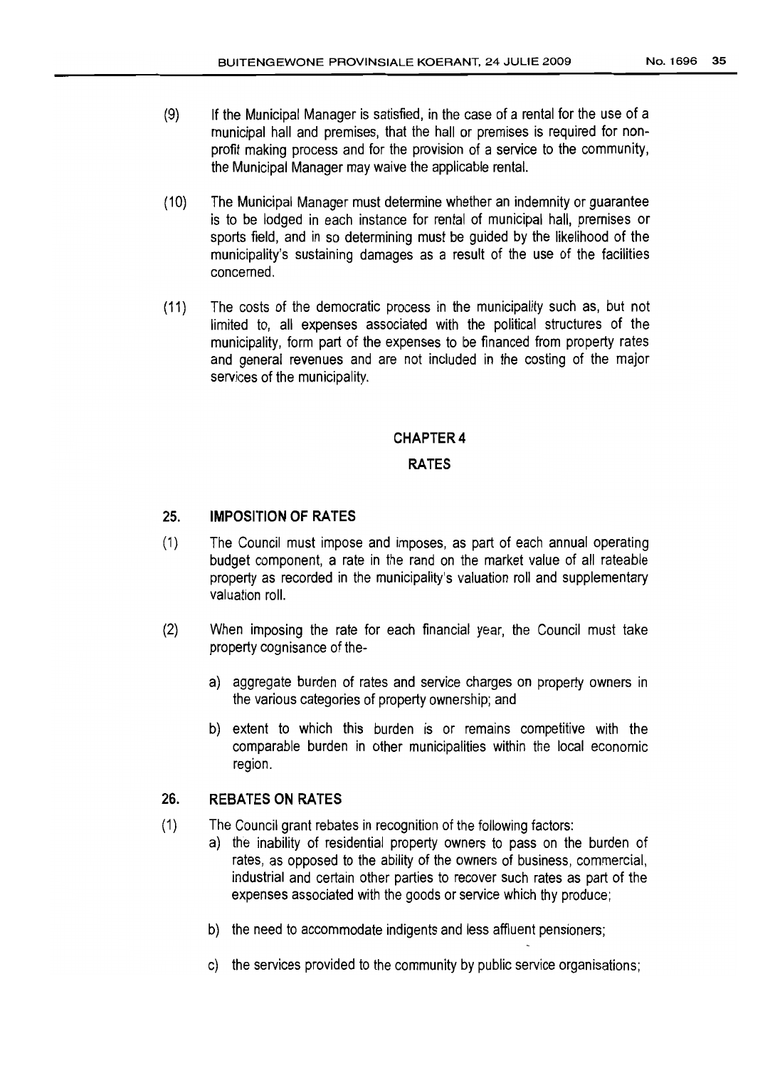(9) If the Municipal Manager is satisfied, in the case of a rental for the use of a municipal hall and premises, that the hall or premises is required for non-profit making process and for the provision of a service to the community, the Municipal Manager may waive the applicable rental.

(10) The Municipal Manager must determine whether an indemnity or guarantee is to be lodged in each instance for rental of municipal hall, premises or sports field, and in so determining must be guided by the likelihood of the municipality's sustaining damages as a result of the use of the facilities concerned.

(11) The costs of the democratic process in the municipality such as, but not limited to, all expenses associated with the political structures of the municipality, form part of the expenses to be financed from property rates and general revenues and are not included in the costing of the major services of the municipality.

## CHAPTER 4

## RATES

### 25. IMPOSITION OF RATES

(1) The Council must impose and imposes, as part of each annual operating budget component, a rate in the rand on the market value of all rateable property as recorded in the municipality's valuation roll and supplementary valuation roll.

(2) When imposing the rate for each financial year, the Council must take property cognisance of the-

a) aggregate burden of rates and service charges on property owners in the various categories of property ownership; and

b) extent to which this burden is or remains competitive with the comparable burden in other municipalities within the local economic region.

### 26. REBATES ON RATES

(1) The Council grant rebates in recognition of the following factors:

a) the inability of residential property owners to pass on the burden of rates, as opposed to the ability of the owners of business, commercial, industrial and certain other parties to recover such rates as part of the expenses associated with the goods or service which thy produce;

b) the need to accommodate indigents and less affluent pensioners;

c) the services provided to the community by public service organisations;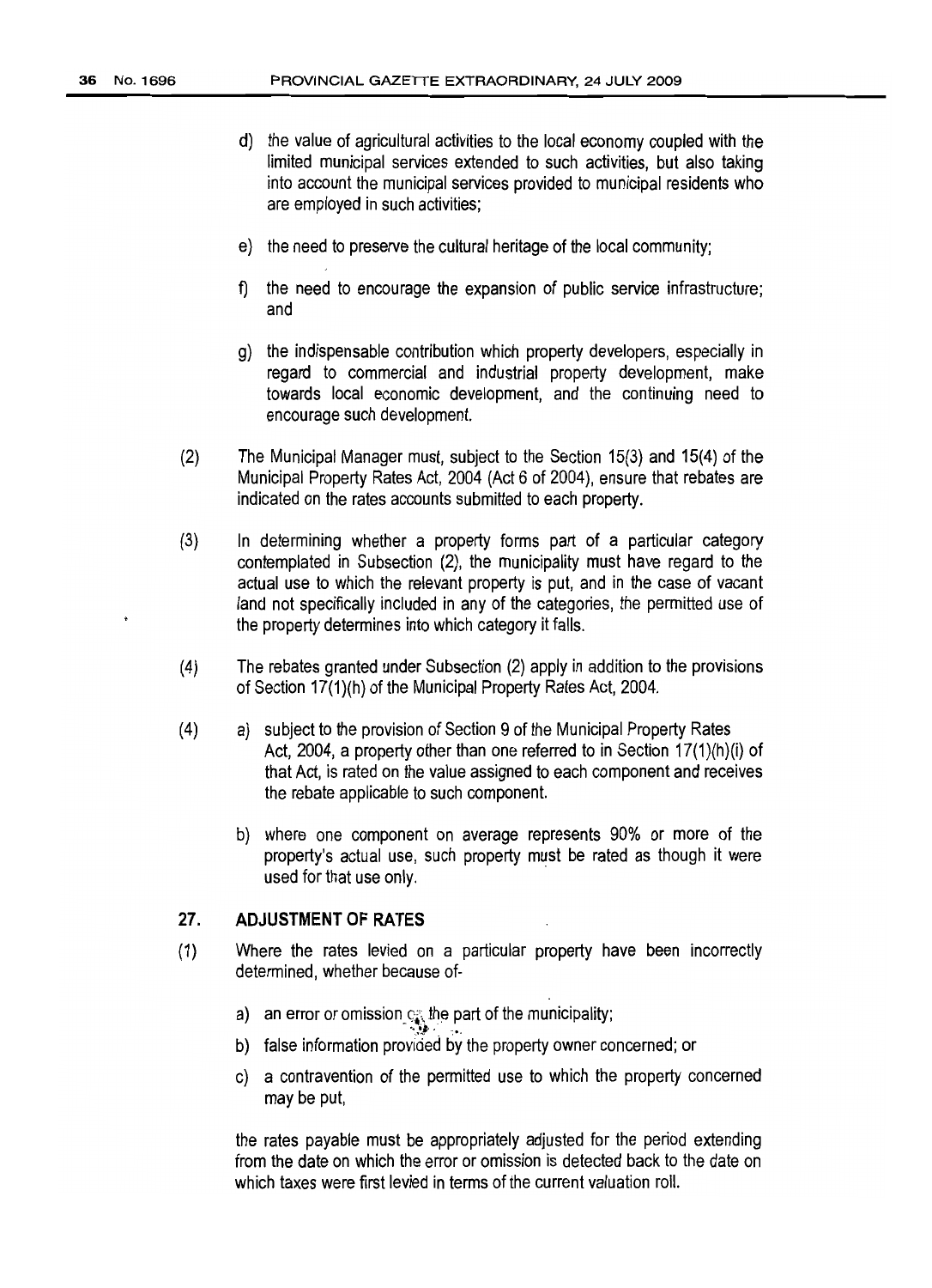d) the value of agricultural activities to the local economy coupled with the limited municipal services extended to such activities, but also taking into account the municipal services provided to municipal residents who are employed in such activities;

e) the need to preserve the cultural heritage of the local community;

f) the need to encourage the expansion of public service infrastructure; and

g) the indispensable contribution which property developers, especially in regard to commercial and industrial property development, make towards local economic development, and the continuing need to encourage such development.

(2) The Municipal Manager must, subject to the Section 15(3) and 15(4) of the Municipal Property Rates Act, 2004 (Act 6 of 2004), ensure that rebates are indicated on the rates accounts submitted to each property.

(3) In determining whether a property forms part of a particular category contemplated in Subsection (2), the municipality must have regard to the actual use to which the relevant property is put, and in the case of vacant land not specifically included in any of the categories, the permitted use of the property determines into which category it falls.

(4) The rebates granted under Subsection (2) apply in addition to the provisions of Section 17(1)(h) of the Municipal Property Rates Act, 2004.

(4) a) subject to the provision of Section 9 of the Municipal Property Rates Act, 2004, a property other than one referred to in Section 17(1)(h)(i) of that Act, is rated on the value assigned to each component and receives the rebate applicable to such component.

b) where one component on average represents 90% or more of the property's actual use, such property must be rated as though it were used for that use only.

## 27. ADJUSTMENT OF RATES

(1) Where the rates levied on a particular property have been incorrectly determined, whether because of-

a) an error or omission on the part of the municipality;

b) false information provided by the property owner concerned; or

c) a contravention of the permitted use to which the property concerned may be put,

the rates payable must be appropriately adjusted for the period extending from the date on which the error or omission is detected back to the date on which taxes were first levied in terms of the current valuation roll.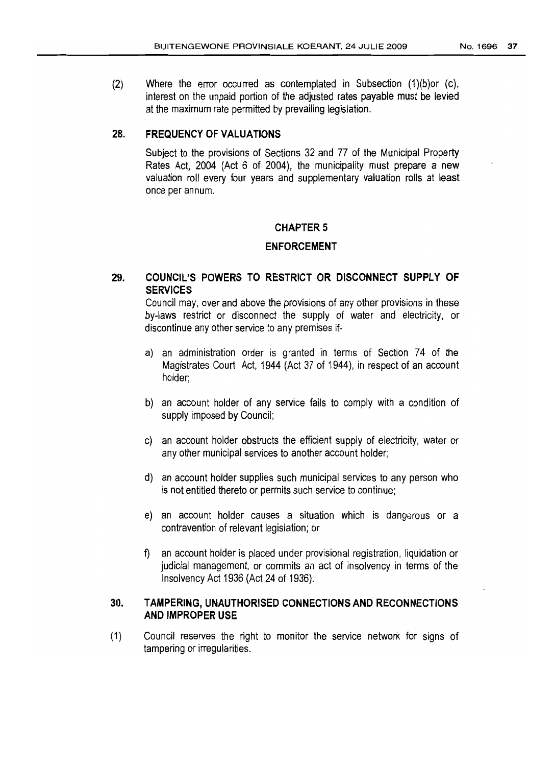(2) Where the error occurred as contemplated in Subsection (1)(b)or (c), interest on the unpaid portion of the adjusted rates payable must be levied at the maximum rate permitted by prevailing legislation.

### 28. FREQUENCY OF VALUATIONS

Subject to the provisions of Sections 32 and 77 of the Municipal Property Rates Act, 2004 (Act 6 of 2004), the municipality must prepare a new valuation roll every four years and supplementary valuation rolls at least once per annum.

## CHAPTER 5

## ENFORCEMENT

### 29. COUNCIL'S POWERS TO RESTRICT OR DISCONNECT SUPPLY OF SERVICES

Council may, over and above the provisions of any other provisions in these by-laws restrict or disconnect the supply of water and electricity, or discontinue any other service to any premises if-

a) an administration order is granted in terms of Section 74 of the Magistrates Court Act, 1944 (Act 37 of 1944), in respect of an account holder;

b) an account holder of any service fails to comply with a condition of supply imposed by Council;

c) an account holder obstructs the efficient supply of electricity, water or any other municipal services to another account holder;

d) an account holder supplies such municipal services to any person who is not entitled thereto or permits such service to continue;

e) an account holder causes a situation which is dangerous or a contravention of relevant legislation; or

f) an account holder is placed under provisional registration, liquidation or judicial management, or commits an act of insolvency in terms of the Insolvency Act 1936 (Act 24 of 1936).

### 30. TAMPERING, UNAUTHORISED CONNECTIONS AND RECONNECTIONS AND IMPROPER USE

(1) Council reserves the right to monitor the service network for signs of tampering or irregularities.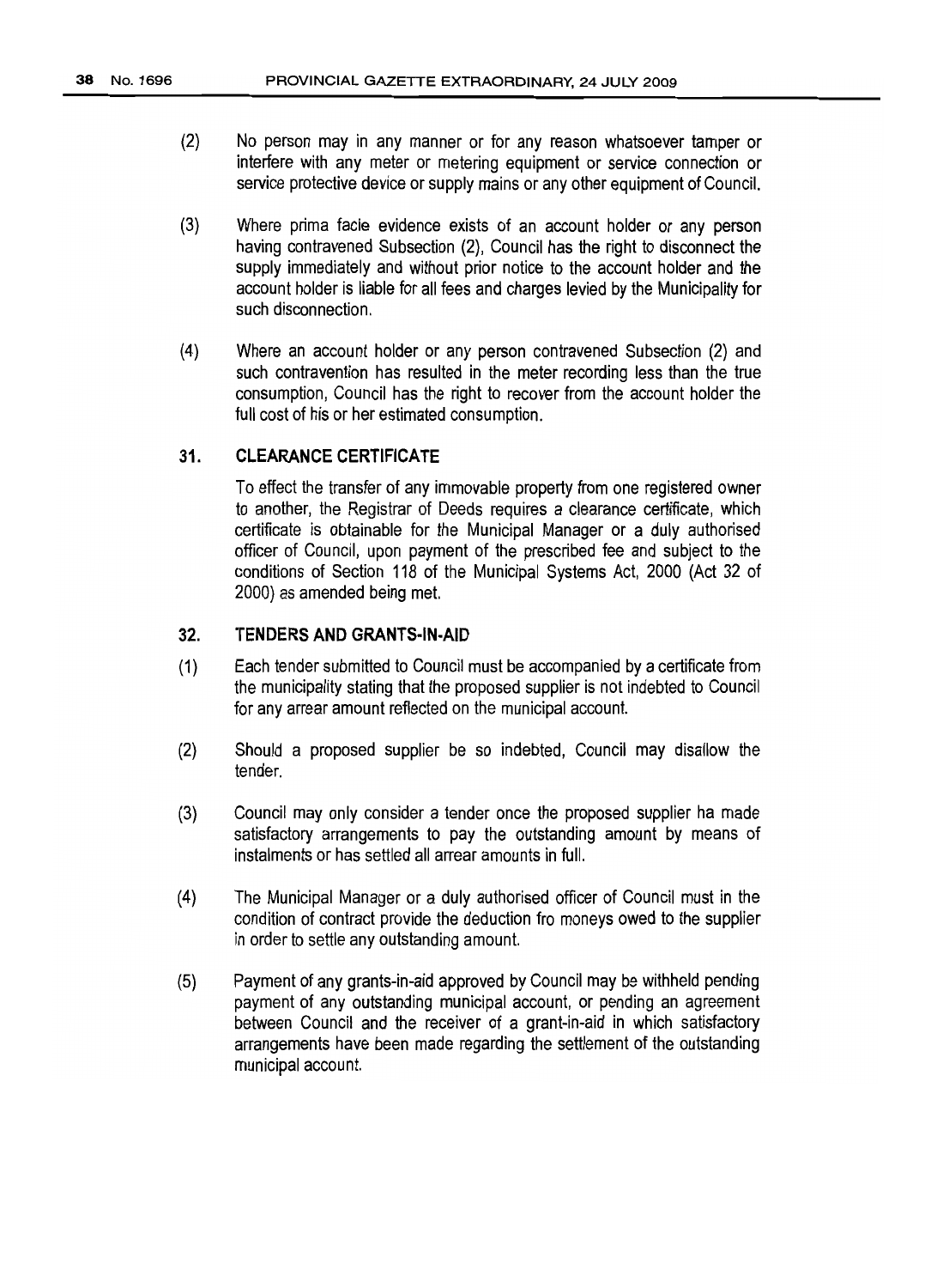(2) No person may in any manner or for any reason whatsoever tamper or interfere with any meter or metering equipment or service connection or service protective device or supply mains or any other equipment of Council.

(3) Where prima facie evidence exists of an account holder or any person having contravened Subsection (2), Council has the right to disconnect the supply immediately and without prior notice to the account holder and the account holder is liable for all fees and charges levied by the Municipality for such disconnection.

(4) Where an account holder or any person contravened Subsection (2) and such contravention has resulted in the meter recording less than the true consumption, Council has the right to recover from the account holder the full cost of his or her estimated consumption.

## 31. CLEARANCE CERTIFICATE

To effect the transfer of any immovable property from one registered owner to another, the Registrar of Deeds requires a clearance certificate, which certificate is obtainable for the Municipal Manager or a duly authorised officer of Council, upon payment of the prescribed fee and subject to the conditions of Section 118 of the Municipal Systems Act, 2000 (Act 32 of 2000) as amended being met.

## 32. TENDERS AND GRANTS-IN-AID

(1) Each tender submitted to Council must be accompanied by a certificate from the municipality stating that the proposed supplier is not indebted to Council for any arrear amount reflected on the municipal account.

(2) Should a proposed supplier be so indebted, Council may disallow the tender.

(3) Council may only consider a tender once the proposed supplier ha made satisfactory arrangements to pay the outstanding amount by means of instalments or has settled all arrear amounts in full.

(4) The Municipal Manager or a duly authorised officer of Council must in the condition of contract provide the deduction fro moneys owed to the supplier in order to settle any outstanding amount.

(5) Payment of any grants-in-aid approved by Council may be withheld pending payment of any outstanding municipal account, or pending an agreement between Council and the receiver of a grant-in-aid in which satisfactory arrangements have been made regarding the settlement of the outstanding municipal account.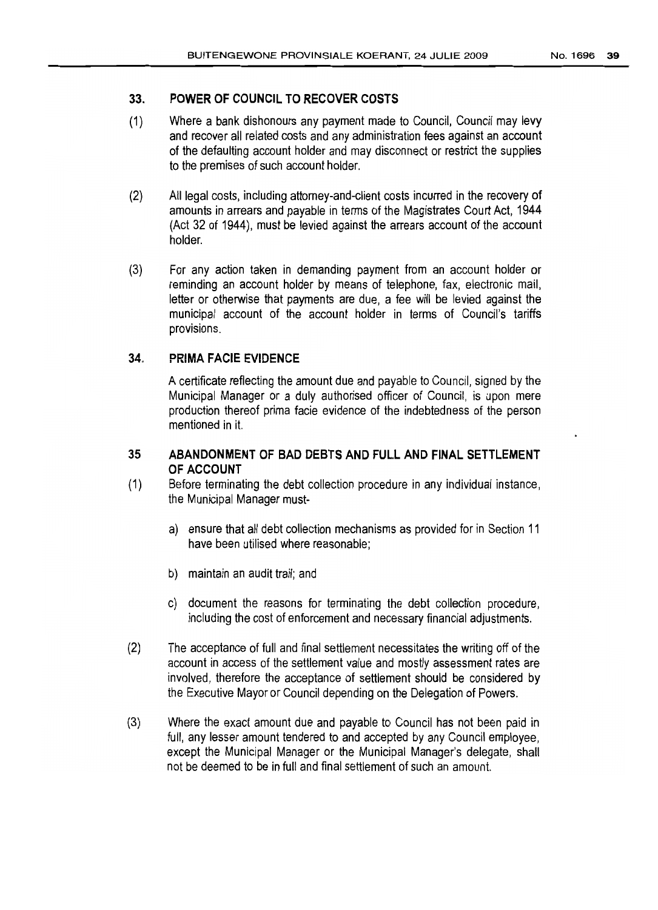## 33. POWER OF COUNCIL TO RECOVER COSTS

(1) Where a bank dishonours any payment made to Council, Council may levy and recover all related costs and any administration fees against an account of the defaulting account holder and may disconnect or restrict the supplies to the premises of such account holder.

(2) All legal costs, including attorney-and-client costs incurred in the recovery of amounts in arrears and payable in terms of the Magistrates Court Act, 1944 (Act 32 of 1944), must be levied against the arrears account of the account holder.

(3) For any action taken in demanding payment from an account holder or reminding an account holder by means of telephone, fax, electronic mail, letter or otherwise that payments are due, a fee will be levied against the municipal account of the account holder in terms of Council's tariffs provisions.

## 34. PRIMA FACIE EVIDENCE

A certificate reflecting the amount due and payable to Council, signed by the Municipal Manager or a duly authorised officer of Council, is upon mere production thereof prima facie evidence of the indebtedness of the person mentioned in it.

## 35 ABANDONMENT OF BAD DEBTS AND FULL AND FINAL SETTLEMENT OF ACCOUNT

(1) Before terminating the debt collection procedure in any individual instance, the Municipal Manager must-

a) ensure that all debt collection mechanisms as provided for in Section 11 have been utilised where reasonable;

b) maintain an audit trail; and

c) document the reasons for terminating the debt collection procedure, including the cost of enforcement and necessary financial adjustments.

(2) The acceptance of full and final settlement necessitates the writing off of the account in access of the settlement value and mostly assessment rates are involved, therefore the acceptance of settlement should be considered by the Executive Mayor or Council depending on the Delegation of Powers.

(3) Where the exact amount due and payable to Council has not been paid in full, any lesser amount tendered to and accepted by any Council employee, except the Municipal Manager or the Municipal Manager's delegate, shall not be deemed to be in full and final settlement of such an amount.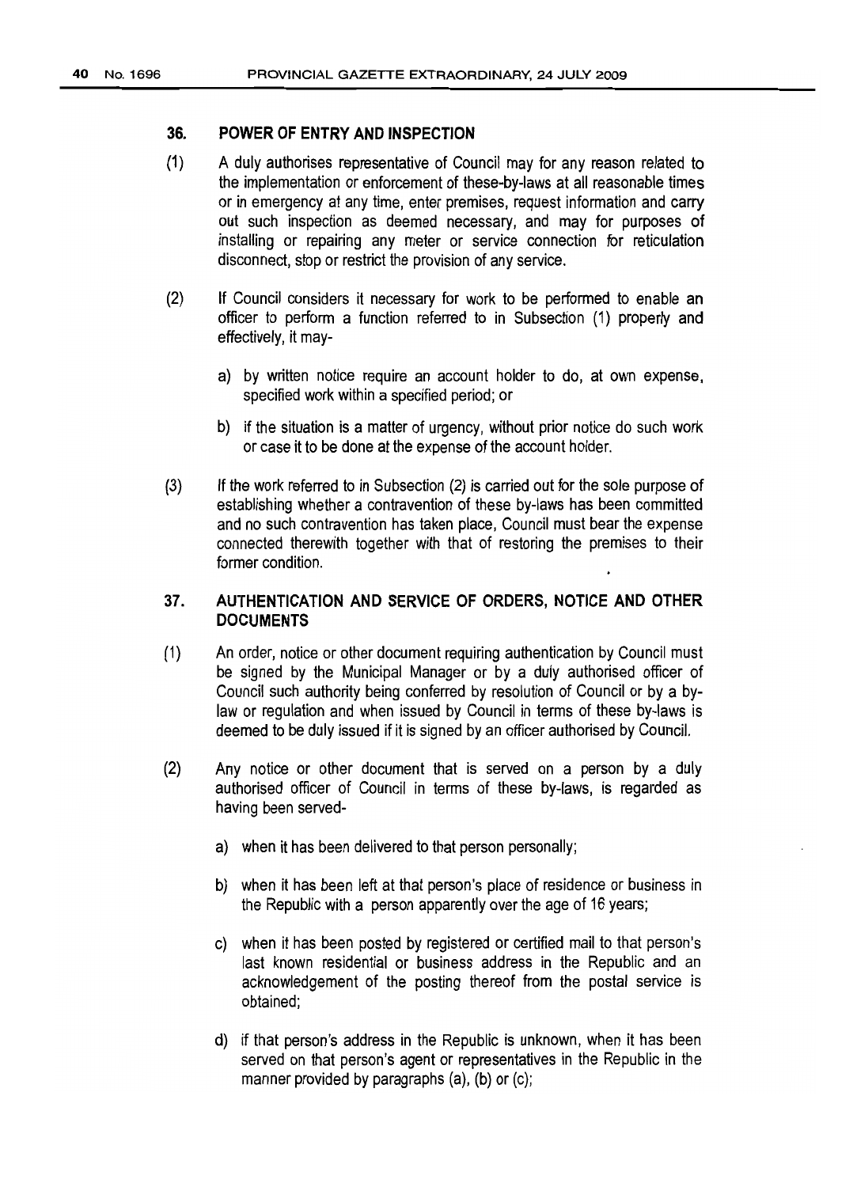## 36. POWER OF ENTRY AND INSPECTION

(1) A duly authorises representative of Council may for any reason related to the implementation or enforcement of these-by-laws at all reasonable times or in emergency at any time, enter premises, request information and carry out such inspection as deemed necessary, and may for purposes of installing or repairing any meter or service connection for reticulation disconnect, stop or restrict the provision of any service.

(2) If Council considers it necessary for work to be performed to enable an officer to perform a function referred to in Subsection (1) properly and effectively, it may-

a) by written notice require an account holder to do, at own expense, specified work within a specified period; or

b) if the situation is a matter of urgency, without prior notice do such work or case it to be done at the expense of the account holder.

(3) If the work referred to in Subsection (2) is carried out for the sole purpose of establishing whether a contravention of these by-laws has been committed and no such contravention has taken place, Council must bear the expense connected therewith together with that of restoring the premises to their former condition.

## 37. AUTHENTICATION AND SERVICE OF ORDERS, NOTICE AND OTHER DOCUMENTS

(1) An order, notice or other document requiring authentication by Council must be signed by the Municipal Manager or by a duly authorised officer of Council such authority being conferred by resolution of Council or by a by-law or regulation and when issued by Council in terms of these by-laws is deemed to be duly issued if it is signed by an officer authorised by Council.

(2) Any notice or other document that is served on a person by a duly authorised officer of Council in terms of these by-laws, is regarded as having been served-

a) when it has been delivered to that person personally;

b) when it has been left at that person's place of residence or business in the Republic with a person apparently over the age of 16 years;

c) when it has been posted by registered or certified mail to that person's last known residential or business address in the Republic and an acknowledgement of the posting thereof from the postal service is obtained;

d) if that person's address in the Republic is unknown, when it has been served on that person's agent or representatives in the Republic in the manner provided by paragraphs (a), (b) or (c);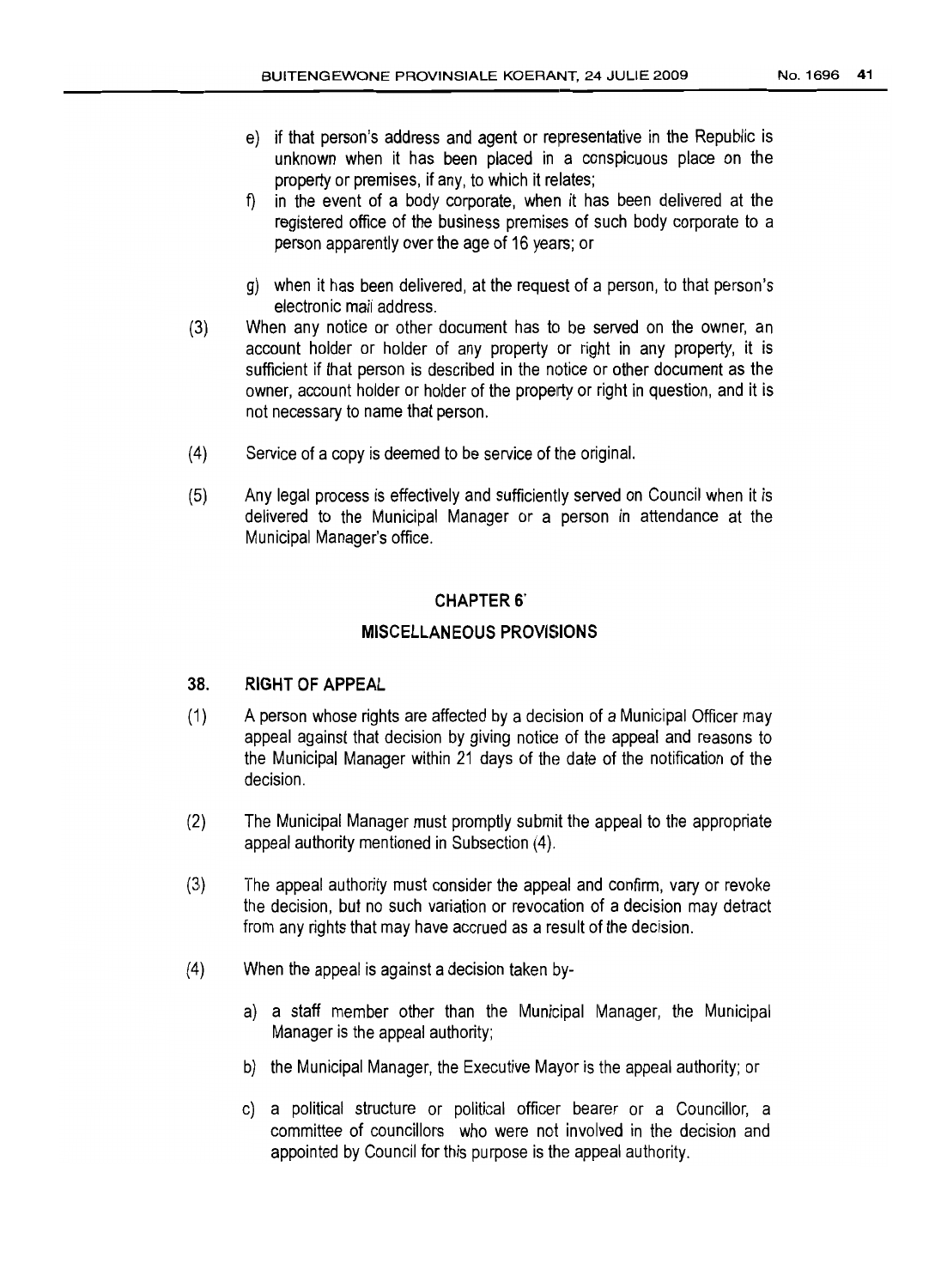e) if that person's address and agent or representative in the Republic is unknown when it has been placed in a conspicuous place on the property or premises, if any, to which it relates;

f) in the event of a body corporate, when it has been delivered at the registered office of the business premises of such body corporate to a person apparently over the age of 16 years; or

g) when it has been delivered, at the request of a person, to that person's electronic mail address.

(3) When any notice or other document has to be served on the owner, an account holder or holder of any property or right in any property, it is sufficient if that person is described in the notice or other document as the owner, account holder or holder of the property or right in question, and it is not necessary to name that person.

(4) Service of a copy is deemed to be service of the original.

(5) Any legal process is effectively and sufficiently served on Council when it is delivered to the Municipal Manager or a person in attendance at the Municipal Manager's office.

## CHAPTER 6

## MISCELLANEOUS PROVISIONS

### 38. RIGHT OF APPEAL

(1) A person whose rights are affected by a decision of a Municipal Officer may appeal against that decision by giving notice of the appeal and reasons to the Municipal Manager within 21 days of the date of the notification of the decision.

(2) The Municipal Manager must promptly submit the appeal to the appropriate appeal authority mentioned in Subsection (4).

(3) The appeal authority must consider the appeal and confirm, vary or revoke the decision, but no such variation or revocation of a decision may detract from any rights that may have accrued as a result of the decision.

(4) When the appeal is against a decision taken by-

a) a staff member other than the Municipal Manager, the Municipal Manager is the appeal authority;

b) the Municipal Manager, the Executive Mayor is the appeal authority; or

c) a political structure or political officer bearer or a Councillor, a committee of councillors who were not involved in the decision and appointed by Council for this purpose is the appeal authority.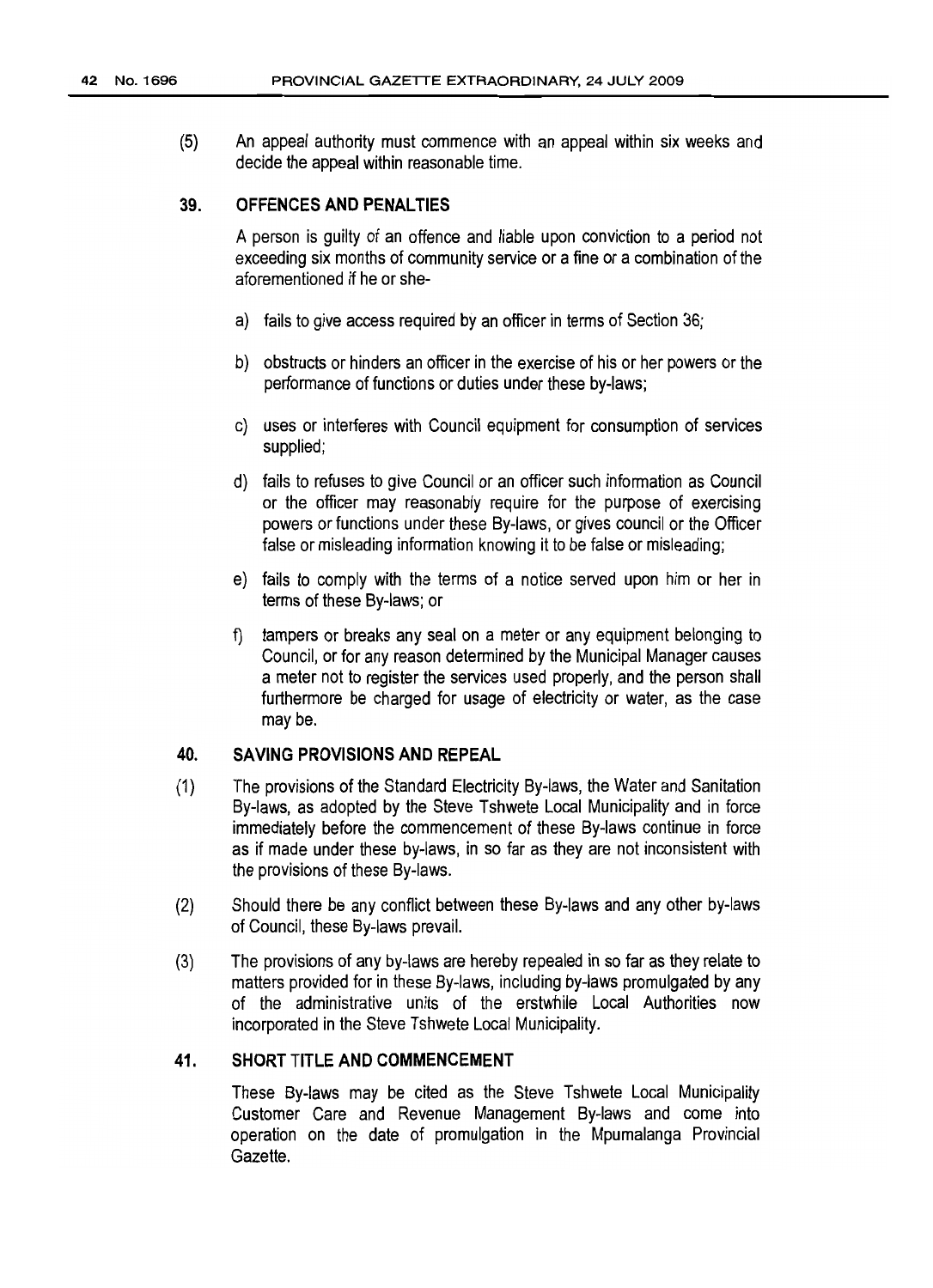(5) An appeal authority must commence with an appeal within six weeks and decide the appeal within reasonable time.

## 39. OFFENCES AND PENALTIES

A person is guilty of an offence and liable upon conviction to a period not exceeding six months of community service or a fine or a combination of the aforementioned if he or she-

a) fails to give access required by an officer in terms of Section 36;

b) obstructs or hinders an officer in the exercise of his or her powers or the performance of functions or duties under these by-laws;

c) uses or interferes with Council equipment for consumption of services supplied;

d) fails to refuses to give Council or an officer such information as Council or the officer may reasonably require for the purpose of exercising powers or functions under these By-laws, or gives council or the Officer false or misleading information knowing it to be false or misleading;

e) fails to comply with the terms of a notice served upon him or her in terms of these By-laws; or

f) tampers or breaks any seal on a meter or any equipment belonging to Council, or for any reason determined by the Municipal Manager causes a meter not to register the services used properly, and the person shall furthermore be charged for usage of electricity or water, as the case may be.

## 40. SAVING PROVISIONS AND REPEAL

(1) The provisions of the Standard Electricity By-laws, the Water and Sanitation By-laws, as adopted by the Steve Tshwete Local Municipality and in force immediately before the commencement of these By-laws continue in force as if made under these by-laws, in so far as they are not inconsistent with the provisions of these By-laws.

(2) Should there be any conflict between these By-laws and any other by-laws of Council, these By-laws prevail.

(3) The provisions of any by-laws are hereby repealed in so far as they relate to matters provided for in these By-laws, including by-laws promulgated by any of the administrative units of the erstwhile Local Authorities now incorporated in the Steve Tshwete Local Municipality.

## 41. SHORT TITLE AND COMMENCEMENT

These By-laws may be cited as the Steve Tshwete Local Municipality Customer Care and Revenue Management By-laws and come into operation on the date of promulgation in the Mpumalanga Provincial Gazette.